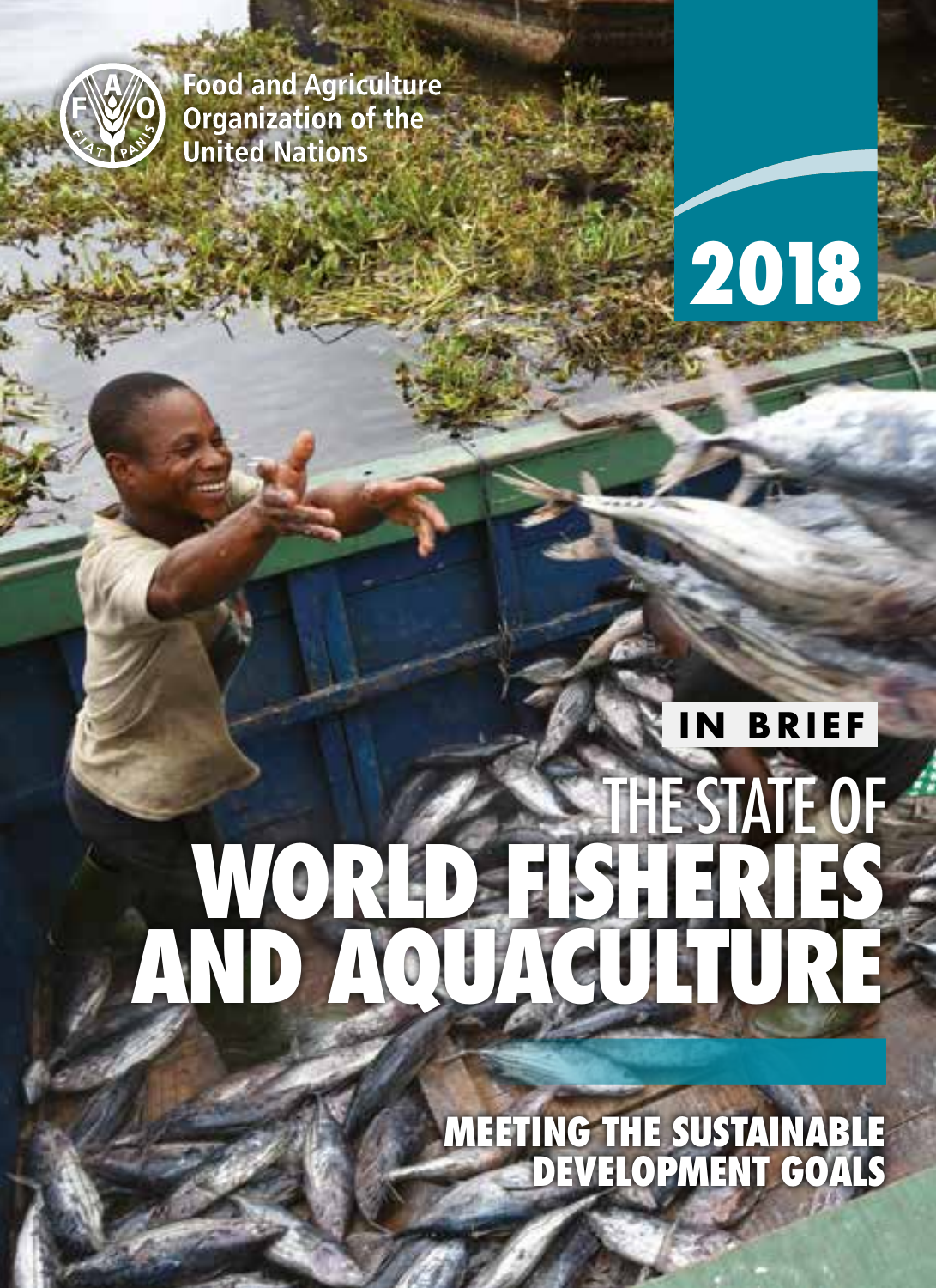Food and Agriculture Organization of the United Nations

2018

IN BRIEF

# THE STATE OF WORLD FISHERIES AND AQUACULTURE

## MEETING THE SUSTAINABLE DEVELOPMENT GOALS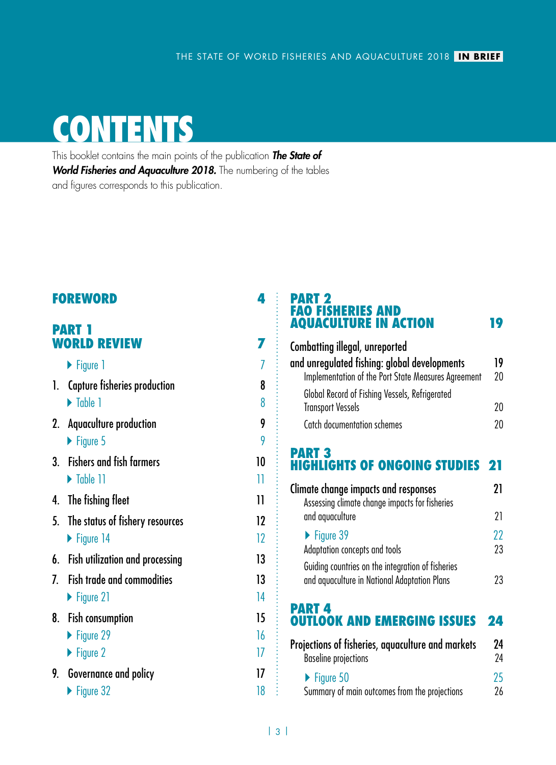# CONTENTS

This booklet contains the main points of the publication ***The State of World Fisheries and Aquaculture 2018.*** The numbering of the tables and figures corresponds to this publication.

| | |
|---|---|
| **FOREWORD** | **4** |
| **PART 1 WORLD REVIEW** | **7** |
| ▶ Figure 1 | 7 |
| 1. Capture fisheries production | 8 |
| ▶ Table 1 | 8 |
| 2. Aquaculture production | 9 |
| ▶ Figure 5 | 9 |
| 3. Fishers and fish farmers | 10 |
| ▶ Table 11 | 11 |
| 4. The fishing fleet | 11 |
| 5. The status of fishery resources | 12 |
| ▶ Figure 14 | 12 |
| 6. Fish utilization and processing | 13 |
| 7. Fish trade and commodities | 13 |
| ▶ Figure 21 | 14 |
| 8. Fish consumption | 15 |
| ▶ Figure 29 | 16 |
| ▶ Figure 2 | 17 |
| 9. Governance and policy | 17 |
| ▶ Figure 32 | 18 |
| **PART 2 FAO FISHERIES AND AQUACULTURE IN ACTION** | **19** |
| Combatting illegal, unreported and unregulated fishing: global developments | 19 |
| Implementation of the Port State Measures Agreement | 20 |
| Global Record of Fishing Vessels, Refrigerated Transport Vessels | 20 |
| Catch documentation schemes | 20 |
| **PART 3 HIGHLIGHTS OF ONGOING STUDIES** | **21** |
| Climate change impacts and responses | 21 |
| Assessing climate change impacts for fisheries and aquaculture | 21 |
| ▶ Figure 39 | 22 |
| Adaptation concepts and tools | 23 |
| Guiding countries on the integration of fisheries and aquaculture in National Adaptation Plans | 23 |
| **PART 4 OUTLOOK AND EMERGING ISSUES** | **24** |
| Projections of fisheries, aquaculture and markets | 24 |
| Baseline projections | 24 |
| ▶ Figure 50 | 25 |
| Summary of main outcomes from the projections | 26 |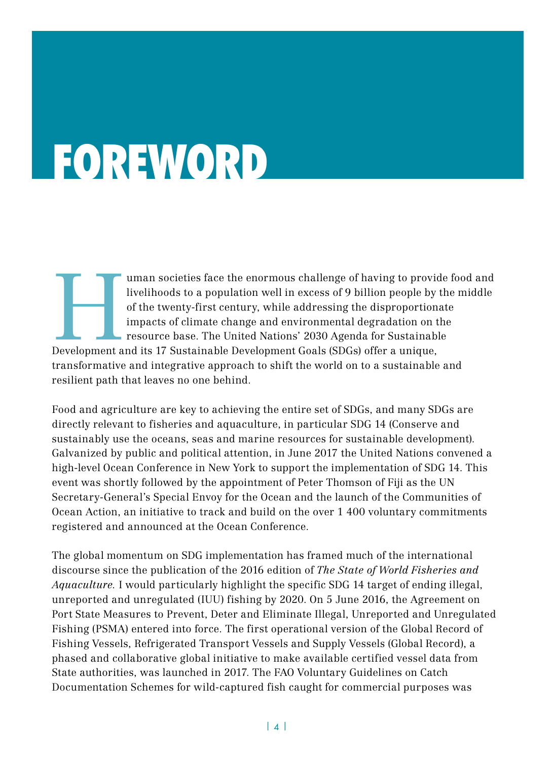# FOREWORD

Human societies face the enormous challenge of having to provide food and livelihoods to a population well in excess of 9 billion people by the middle of the twenty-first century, while addressing the disproportionate impacts of climate change and environmental degradation on the resource base. The United Nations' 2030 Agenda for Sustainable Development and its 17 Sustainable Development Goals (SDGs) offer a unique, transformative and integrative approach to shift the world on to a sustainable and resilient path that leaves no one behind.

Food and agriculture are key to achieving the entire set of SDGs, and many SDGs are directly relevant to fisheries and aquaculture, in particular SDG 14 (Conserve and sustainably use the oceans, seas and marine resources for sustainable development). Galvanized by public and political attention, in June 2017 the United Nations convened a high-level Ocean Conference in New York to support the implementation of SDG 14. This event was shortly followed by the appointment of Peter Thomson of Fiji as the UN Secretary-General's Special Envoy for the Ocean and the launch of the Communities of Ocean Action, an initiative to track and build on the over 1 400 voluntary commitments registered and announced at the Ocean Conference.

The global momentum on SDG implementation has framed much of the international discourse since the publication of the 2016 edition of *The State of World Fisheries and Aquaculture*. I would particularly highlight the specific SDG 14 target of ending illegal, unreported and unregulated (IUU) fishing by 2020. On 5 June 2016, the Agreement on Port State Measures to Prevent, Deter and Eliminate Illegal, Unreported and Unregulated Fishing (PSMA) entered into force. The first operational version of the Global Record of Fishing Vessels, Refrigerated Transport Vessels and Supply Vessels (Global Record), a phased and collaborative global initiative to make available certified vessel data from State authorities, was launched in 2017. The FAO Voluntary Guidelines on Catch Documentation Schemes for wild-captured fish caught for commercial purposes was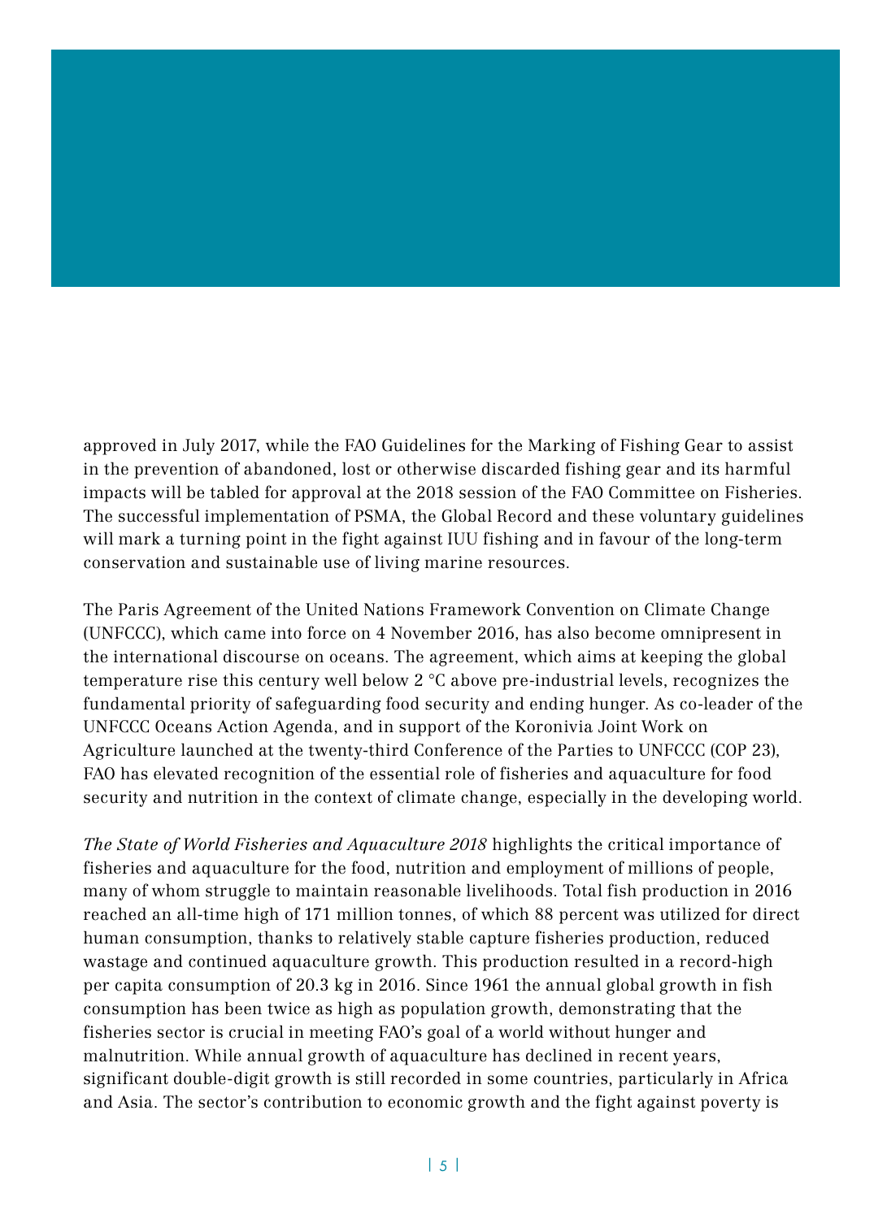approved in July 2017, while the FAO Guidelines for the Marking of Fishing Gear to assist in the prevention of abandoned, lost or otherwise discarded fishing gear and its harmful impacts will be tabled for approval at the 2018 session of the FAO Committee on Fisheries. The successful implementation of PSMA, the Global Record and these voluntary guidelines will mark a turning point in the fight against IUU fishing and in favour of the long-term conservation and sustainable use of living marine resources.

The Paris Agreement of the United Nations Framework Convention on Climate Change (UNFCCC), which came into force on 4 November 2016, has also become omnipresent in the international discourse on oceans. The agreement, which aims at keeping the global temperature rise this century well below 2 °C above pre-industrial levels, recognizes the fundamental priority of safeguarding food security and ending hunger. As co-leader of the UNFCCC Oceans Action Agenda, and in support of the Koronivia Joint Work on Agriculture launched at the twenty-third Conference of the Parties to UNFCCC (COP 23), FAO has elevated recognition of the essential role of fisheries and aquaculture for food security and nutrition in the context of climate change, especially in the developing world.

*The State of World Fisheries and Aquaculture 2018* highlights the critical importance of fisheries and aquaculture for the food, nutrition and employment of millions of people, many of whom struggle to maintain reasonable livelihoods. Total fish production in 2016 reached an all-time high of 171 million tonnes, of which 88 percent was utilized for direct human consumption, thanks to relatively stable capture fisheries production, reduced wastage and continued aquaculture growth. This production resulted in a record-high per capita consumption of 20.3 kg in 2016. Since 1961 the annual global growth in fish consumption has been twice as high as population growth, demonstrating that the fisheries sector is crucial in meeting FAO's goal of a world without hunger and malnutrition. While annual growth of aquaculture has declined in recent years, significant double-digit growth is still recorded in some countries, particularly in Africa and Asia. The sector's contribution to economic growth and the fight against poverty is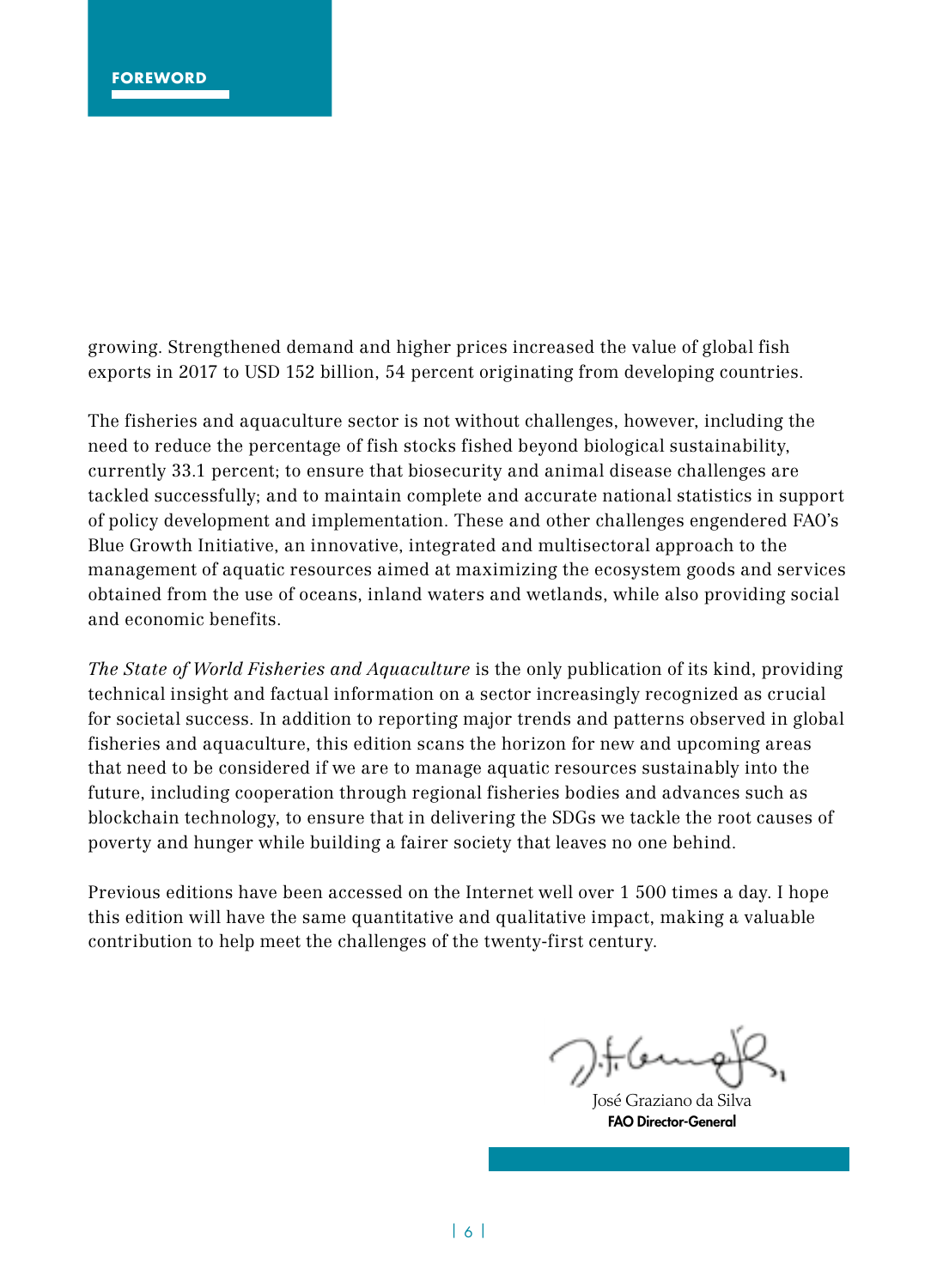## FOREWORD

growing. Strengthened demand and higher prices increased the value of global fish exports in 2017 to USD 152 billion, 54 percent originating from developing countries.

The fisheries and aquaculture sector is not without challenges, however, including the need to reduce the percentage of fish stocks fished beyond biological sustainability, currently 33.1 percent; to ensure that biosecurity and animal disease challenges are tackled successfully; and to maintain complete and accurate national statistics in support of policy development and implementation. These and other challenges engendered FAO's Blue Growth Initiative, an innovative, integrated and multisectoral approach to the management of aquatic resources aimed at maximizing the ecosystem goods and services obtained from the use of oceans, inland waters and wetlands, while also providing social and economic benefits.

*The State of World Fisheries and Aquaculture* is the only publication of its kind, providing technical insight and factual information on a sector increasingly recognized as crucial for societal success. In addition to reporting major trends and patterns observed in global fisheries and aquaculture, this edition scans the horizon for new and upcoming areas that need to be considered if we are to manage aquatic resources sustainably into the future, including cooperation through regional fisheries bodies and advances such as blockchain technology, to ensure that in delivering the SDGs we tackle the root causes of poverty and hunger while building a fairer society that leaves no one behind.

Previous editions have been accessed on the Internet well over 1 500 times a day. I hope this edition will have the same quantitative and qualitative impact, making a valuable contribution to help meet the challenges of the twenty-first century.

José Graziano da Silva
**FAO Director-General**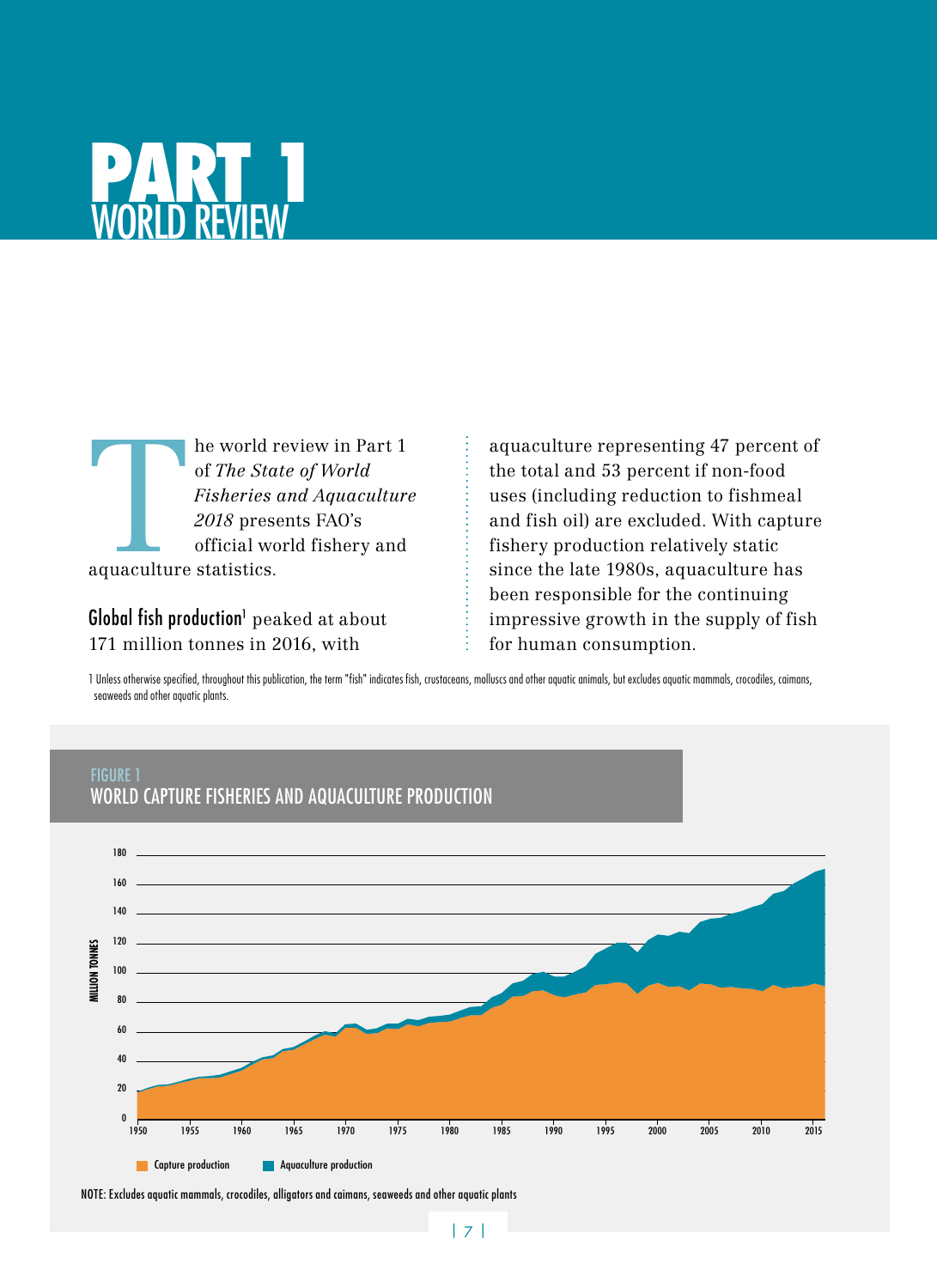# PART 1
## WORLD REVIEW

The world review in Part 1 of *The State of World Fisheries and Aquaculture 2018* presents FAO's official world fishery and aquaculture statistics.

**Global fish production**[1] peaked at about 171 million tonnes in 2016, with aquaculture representing 47 percent of the total and 53 percent if non-food uses (including reduction to fishmeal and fish oil) are excluded. With capture fishery production relatively static since the late 1980s, aquaculture has been responsible for the continuing impressive growth in the supply of fish for human consumption.

1 Unless otherwise specified, throughout this publication, the term "fish" indicates fish, crustaceans, molluscs and other aquatic animals, but excludes aquatic mammals, crocodiles, caimans, seaweeds and other aquatic plants.

FIGURE 1
WORLD CAPTURE FISHERIES AND AQUACULTURE PRODUCTION

NOTE: Excludes aquatic mammals, crocodiles, alligators and caimans, seaweeds and other aquatic plants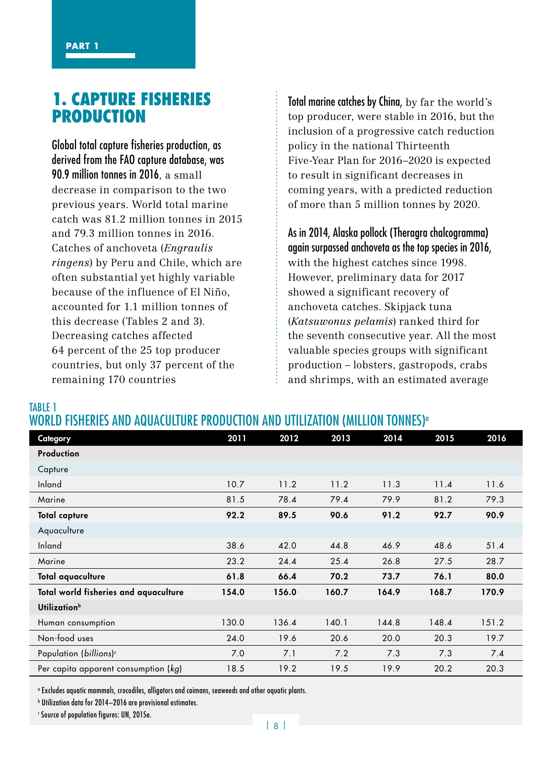# 1. CAPTURE FISHERIES PRODUCTION

**Global total capture fisheries production, as derived from the FAO capture database, was 90.9 million tonnes in 2016**, a small decrease in comparison to the two previous years. World total marine catch was 81.2 million tonnes in 2015 and 79.3 million tonnes in 2016. Catches of anchoveta (*Engraulis ringens*) by Peru and Chile, which are often substantial yet highly variable because of the influence of El Niño, accounted for 1.1 million tonnes of this decrease (Tables 2 and 3). Decreasing catches affected 64 percent of the 25 top producer countries, but only 37 percent of the remaining 170 countries

**Total marine catches by China**, by far the world's top producer, were stable in 2016, but the inclusion of a progressive catch reduction policy in the national Thirteenth Five-Year Plan for 2016–2020 is expected to result in significant decreases in coming years, with a predicted reduction of more than 5 million tonnes by 2020.

**As in 2014, Alaska pollock (Theragra chalcogramma) again surpassed anchoveta as the top species in 2016,** with the highest catches since 1998. However, preliminary data for 2017 showed a significant recovery of anchoveta catches. Skipjack tuna (*Katsuwonus pelamis*) ranked third for the seventh consecutive year. All the most valuable species groups with significant production – lobsters, gastropods, crabs and shrimps, with an estimated average

TABLE 1
WORLD FISHERIES AND AQUACULTURE PRODUCTION AND UTILIZATION (MILLION TONNES)[a]

| Category | 2011 | 2012 | 2013 | 2014 | 2015 | 2016 |
|---|---|---|---|---|---|---|
| **Production** | | | | | | |
| Capture | | | | | | |
| Inland | 10.7 | 11.2 | 11.2 | 11.3 | 11.4 | 11.6 |
| Marine | 81.5 | 78.4 | 79.4 | 79.9 | 81.2 | 79.3 |
| **Total capture** | **92.2** | **89.5** | **90.6** | **91.2** | **92.7** | **90.9** |
| Aquaculture | | | | | | |
| Inland | 38.6 | 42.0 | 44.8 | 46.9 | 48.6 | 51.4 |
| Marine | 23.2 | 24.4 | 25.4 | 26.8 | 27.5 | 28.7 |
| **Total aquaculture** | **61.8** | **66.4** | **70.2** | **73.7** | **76.1** | **80.0** |
| **Total world fisheries and aquaculture** | **154.0** | **156.0** | **160.7** | **164.9** | **168.7** | **170.9** |
| **Utilization**[b] | | | | | | |
| Human consumption | 130.0 | 136.4 | 140.1 | 144.8 | 148.4 | 151.2 |
| Non-food uses | 24.0 | 19.6 | 20.6 | 20.0 | 20.3 | 19.7 |
| Population (*billions*)[c] | 7.0 | 7.1 | 7.2 | 7.3 | 7.3 | 7.4 |
| Per capita apparent consumption (*kg*) | 18.5 | 19.2 | 19.5 | 19.9 | 20.2 | 20.3 |

[a] Excludes aquatic mammals, crocodiles, alligators and caimans, seaweeds and other aquatic plants.
[b] Utilization data for 2014–2016 are provisional estimates.
[c] Source of population figures: UN, 2015e.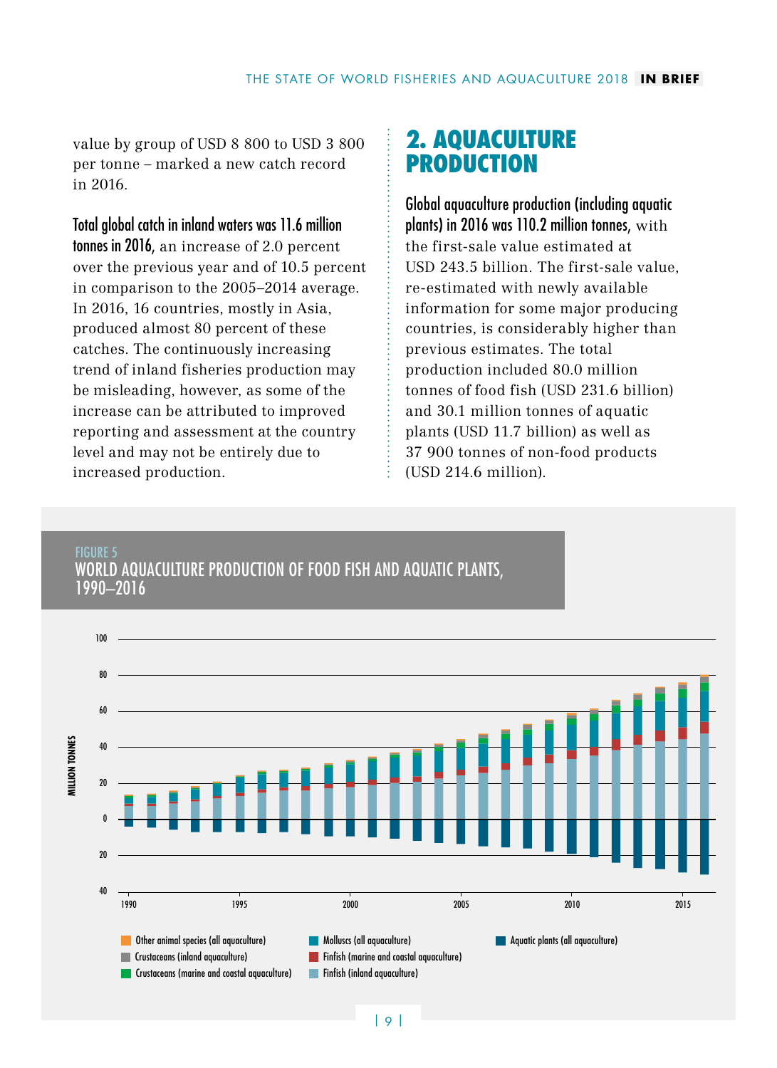value by group of USD 8 800 to USD 3 800 per tonne – marked a new catch record in 2016.

**Total global catch in inland waters was 11.6 million tonnes in 2016,** an increase of 2.0 percent over the previous year and of 10.5 percent in comparison to the 2005–2014 average. In 2016, 16 countries, mostly in Asia, produced almost 80 percent of these catches. The continuously increasing trend of inland fisheries production may be misleading, however, as some of the increase can be attributed to improved reporting and assessment at the country level and may not be entirely due to increased production.

## 2. AQUACULTURE PRODUCTION

**Global aquaculture production (including aquatic plants) in 2016 was 110.2 million tonnes,** with the first-sale value estimated at USD 243.5 billion. The first-sale value, re-estimated with newly available information for some major producing countries, is considerably higher than previous estimates. The total production included 80.0 million tonnes of food fish (USD 231.6 billion) and 30.1 million tonnes of aquatic plants (USD 11.7 billion) as well as 37 900 tonnes of non-food products (USD 214.6 million).

FIGURE 5
WORLD AQUACULTURE PRODUCTION OF FOOD FISH AND AQUATIC PLANTS, 1990–2016

MILLION TONNES

Other animal species (all aquaculture) | Crustaceans (inland aquaculture) | Crustaceans (marine and coastal aquaculture) | Molluscs (all aquaculture) | Finfish (marine and coastal aquaculture) | Finfish (inland aquaculture) | Aquatic plants (all aquaculture)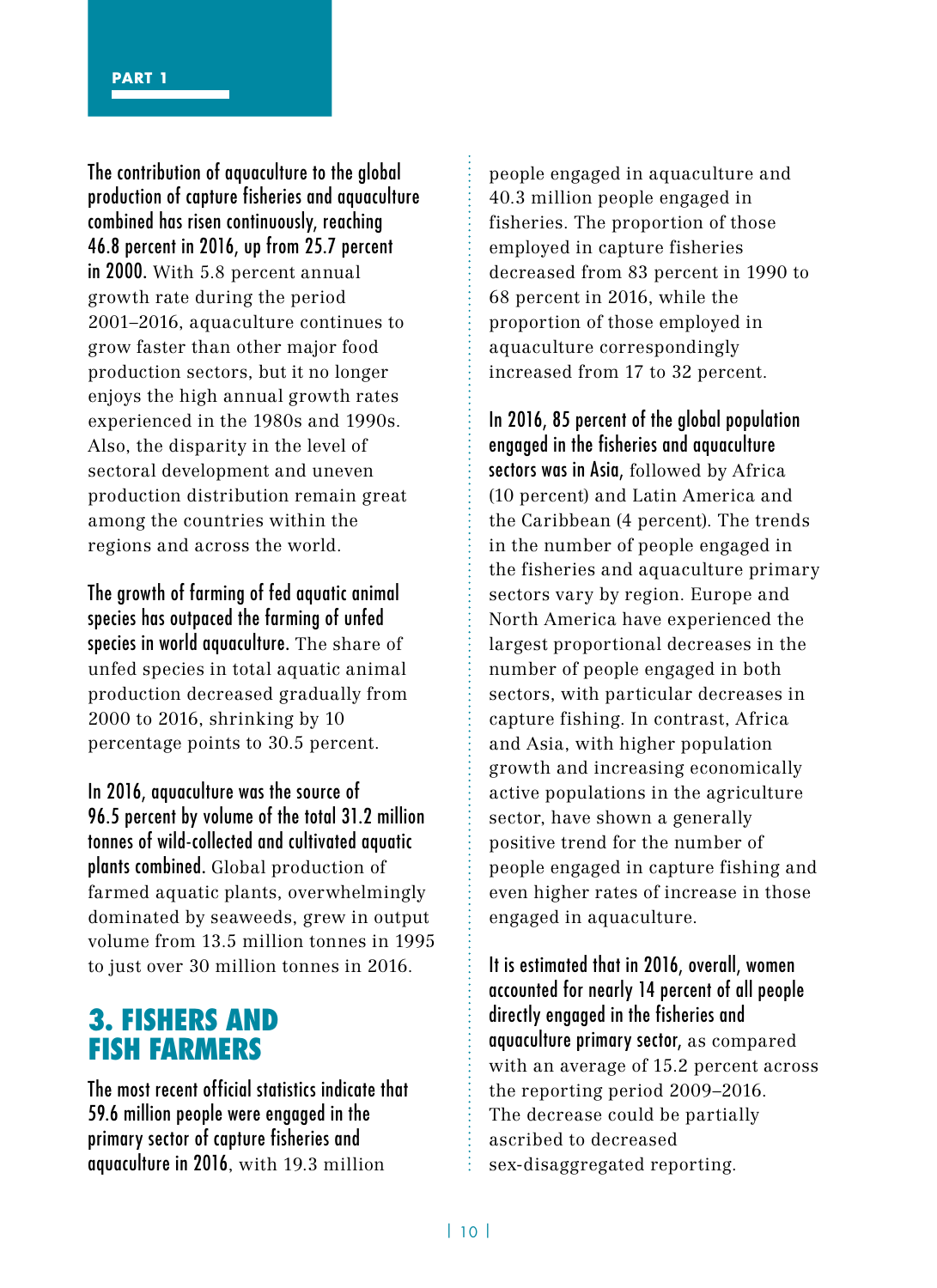**The contribution of aquaculture to the global production of capture fisheries and aquaculture combined has risen continuously, reaching 46.8 percent in 2016, up from 25.7 percent in 2000.** With 5.8 percent annual growth rate during the period 2001–2016, aquaculture continues to grow faster than other major food production sectors, but it no longer enjoys the high annual growth rates experienced in the 1980s and 1990s. Also, the disparity in the level of sectoral development and uneven production distribution remain great among the countries within the regions and across the world.

**The growth of farming of fed aquatic animal species has outpaced the farming of unfed species in world aquaculture.** The share of unfed species in total aquatic animal production decreased gradually from 2000 to 2016, shrinking by 10 percentage points to 30.5 percent.

**In 2016, aquaculture was the source of 96.5 percent by volume of the total 31.2 million tonnes of wild-collected and cultivated aquatic plants combined.** Global production of farmed aquatic plants, overwhelmingly dominated by seaweeds, grew in output volume from 13.5 million tonnes in 1995 to just over 30 million tonnes in 2016.

## 3. FISHERS AND FISH FARMERS

**The most recent official statistics indicate that 59.6 million people were engaged in the primary sector of capture fisheries and aquaculture in 2016**, with 19.3 million people engaged in aquaculture and 40.3 million people engaged in fisheries. The proportion of those employed in capture fisheries decreased from 83 percent in 1990 to 68 percent in 2016, while the proportion of those employed in aquaculture correspondingly increased from 17 to 32 percent.

**In 2016, 85 percent of the global population engaged in the fisheries and aquaculture sectors was in Asia,** followed by Africa (10 percent) and Latin America and the Caribbean (4 percent). The trends in the number of people engaged in the fisheries and aquaculture primary sectors vary by region. Europe and North America have experienced the largest proportional decreases in the number of people engaged in both sectors, with particular decreases in capture fishing. In contrast, Africa and Asia, with higher population growth and increasing economically active populations in the agriculture sector, have shown a generally positive trend for the number of people engaged in capture fishing and even higher rates of increase in those engaged in aquaculture.

**It is estimated that in 2016, overall, women accounted for nearly 14 percent of all people directly engaged in the fisheries and aquaculture primary sector,** as compared with an average of 15.2 percent across the reporting period 2009–2016. The decrease could be partially ascribed to decreased sex-disaggregated reporting.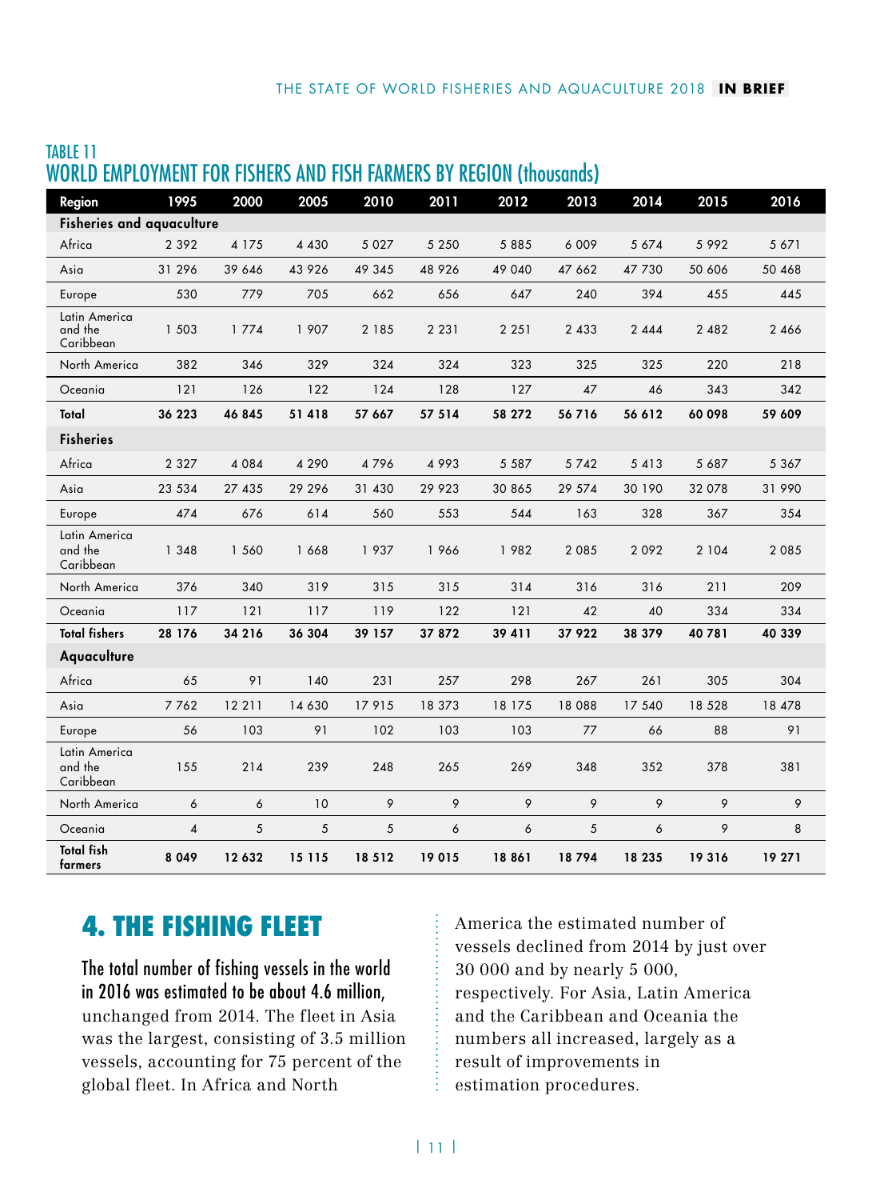## TABLE 11
## WORLD EMPLOYMENT FOR FISHERS AND FISH FARMERS BY REGION (thousands)

| Region | 1995 | 2000 | 2005 | 2010 | 2011 | 2012 | 2013 | 2014 | 2015 | 2016 |
|---|---|---|---|---|---|---|---|---|---|---|
| **Fisheries and aquaculture** | | | | | | | | | | |
| Africa | 2 392 | 4 175 | 4 430 | 5 027 | 5 250 | 5 885 | 6 009 | 5 674 | 5 992 | 5 671 |
| Asia | 31 296 | 39 646 | 43 926 | 49 345 | 48 926 | 49 040 | 47 662 | 47 730 | 50 606 | 50 468 |
| Europe | 530 | 779 | 705 | 662 | 656 | 647 | 240 | 394 | 455 | 445 |
| Latin America and the Caribbean | 1 503 | 1 774 | 1 907 | 2 185 | 2 231 | 2 251 | 2 433 | 2 444 | 2 482 | 2 466 |
| North America | 382 | 346 | 329 | 324 | 324 | 323 | 325 | 325 | 220 | 218 |
| Oceania | 121 | 126 | 122 | 124 | 128 | 127 | 47 | 46 | 343 | 342 |
| **Total** | **36 223** | **46 845** | **51 418** | **57 667** | **57 514** | **58 272** | **56 716** | **56 612** | **60 098** | **59 609** |
| **Fisheries** | | | | | | | | | | |
| Africa | 2 327 | 4 084 | 4 290 | 4 796 | 4 993 | 5 587 | 5 742 | 5 413 | 5 687 | 5 367 |
| Asia | 23 534 | 27 435 | 29 296 | 31 430 | 29 923 | 30 865 | 29 574 | 30 190 | 32 078 | 31 990 |
| Europe | 474 | 676 | 614 | 560 | 553 | 544 | 163 | 328 | 367 | 354 |
| Latin America and the Caribbean | 1 348 | 1 560 | 1 668 | 1 937 | 1 966 | 1 982 | 2 085 | 2 092 | 2 104 | 2 085 |
| North America | 376 | 340 | 319 | 315 | 315 | 314 | 316 | 316 | 211 | 209 |
| Oceania | 117 | 121 | 117 | 119 | 122 | 121 | 42 | 40 | 334 | 334 |
| **Total fishers** | **28 176** | **34 216** | **36 304** | **39 157** | **37 872** | **39 411** | **37 922** | **38 379** | **40 781** | **40 339** |
| **Aquaculture** | | | | | | | | | | |
| Africa | 65 | 91 | 140 | 231 | 257 | 298 | 267 | 261 | 305 | 304 |
| Asia | 7 762 | 12 211 | 14 630 | 17 915 | 18 373 | 18 175 | 18 088 | 17 540 | 18 528 | 18 478 |
| Europe | 56 | 103 | 91 | 102 | 103 | 103 | 77 | 66 | 88 | 91 |
| Latin America and the Caribbean | 155 | 214 | 239 | 248 | 265 | 269 | 348 | 352 | 378 | 381 |
| North America | 6 | 6 | 10 | 9 | 9 | 9 | 9 | 9 | 9 | 9 |
| Oceania | 4 | 5 | 5 | 5 | 6 | 6 | 5 | 6 | 9 | 8 |
| **Total fish farmers** | **8 049** | **12 632** | **15 115** | **18 512** | **19 015** | **18 861** | **18 794** | **18 235** | **19 316** | **19 271** |

# 4. THE FISHING FLEET

**The total number of fishing vessels in the world in 2016 was estimated to be about 4.6 million,** unchanged from 2014. The fleet in Asia was the largest, consisting of 3.5 million vessels, accounting for 75 percent of the global fleet. In Africa and North America the estimated number of vessels declined from 2014 by just over 30 000 and by nearly 5 000, respectively. For Asia, Latin America and the Caribbean and Oceania the numbers all increased, largely as a result of improvements in estimation procedures.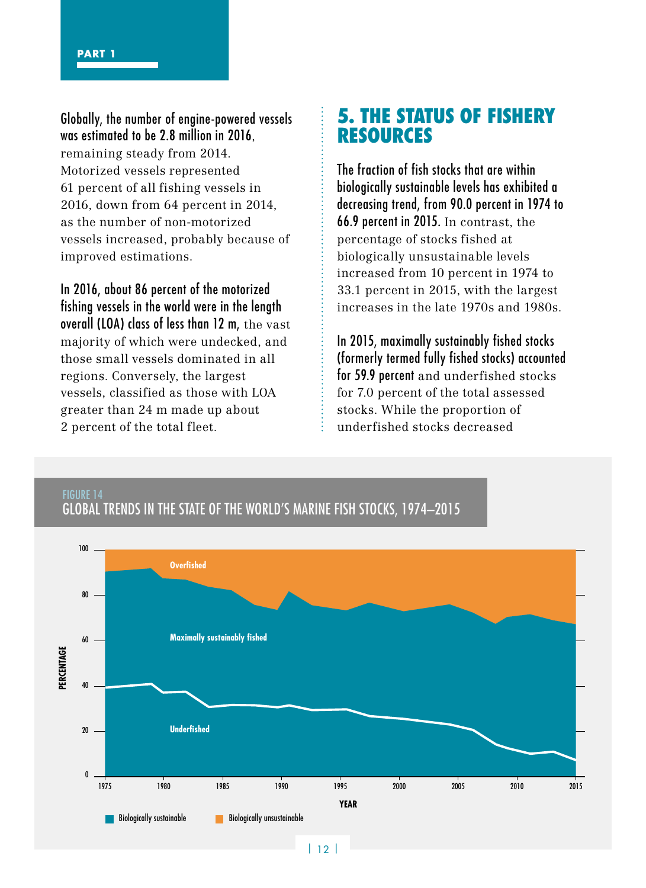Globally, the number of engine-powered vessels was estimated to be 2.8 million in 2016, remaining steady from 2014. Motorized vessels represented 61 percent of all fishing vessels in 2016, down from 64 percent in 2014, as the number of non-motorized vessels increased, probably because of improved estimations.

In 2016, about 86 percent of the motorized fishing vessels in the world were in the length overall (LOA) class of less than 12 m, the vast majority of which were undecked, and those small vessels dominated in all regions. Conversely, the largest vessels, classified as those with LOA greater than 24 m made up about 2 percent of the total fleet.

## 5. THE STATUS OF FISHERY RESOURCES

The fraction of fish stocks that are within biologically sustainable levels has exhibited a decreasing trend, from 90.0 percent in 1974 to 66.9 percent in 2015. In contrast, the percentage of stocks fished at biologically unsustainable levels increased from 10 percent in 1974 to 33.1 percent in 2015, with the largest increases in the late 1970s and 1980s.

In 2015, maximally sustainably fished stocks (formerly termed fully fished stocks) accounted for 59.9 percent and underfished stocks for 7.0 percent of the total assessed stocks. While the proportion of underfished stocks decreased

FIGURE 14
GLOBAL TRENDS IN THE STATE OF THE WORLD'S MARINE FISH STOCKS, 1974–2015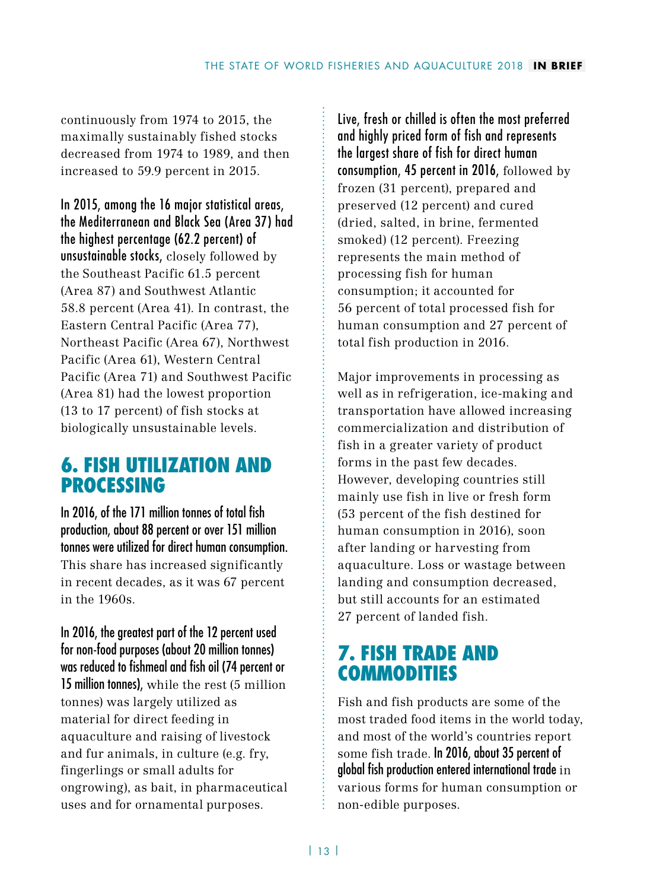continuously from 1974 to 2015, the maximally sustainably fished stocks decreased from 1974 to 1989, and then increased to 59.9 percent in 2015.

**In 2015, among the 16 major statistical areas, the Mediterranean and Black Sea (Area 37) had the highest percentage (62.2 percent) of unsustainable stocks,** closely followed by the Southeast Pacific 61.5 percent (Area 87) and Southwest Atlantic 58.8 percent (Area 41). In contrast, the Eastern Central Pacific (Area 77), Northeast Pacific (Area 67), Northwest Pacific (Area 61), Western Central Pacific (Area 71) and Southwest Pacific (Area 81) had the lowest proportion (13 to 17 percent) of fish stocks at biologically unsustainable levels.

## 6. FISH UTILIZATION AND PROCESSING

**In 2016, of the 171 million tonnes of total fish production, about 88 percent or over 151 million tonnes were utilized for direct human consumption.** This share has increased significantly in recent decades, as it was 67 percent in the 1960s.

**In 2016, the greatest part of the 12 percent used for non-food purposes (about 20 million tonnes) was reduced to fishmeal and fish oil (74 percent or 15 million tonnes),** while the rest (5 million tonnes) was largely utilized as material for direct feeding in aquaculture and raising of livestock and fur animals, in culture (e.g. fry, fingerlings or small adults for ongrowing), as bait, in pharmaceutical uses and for ornamental purposes.

**Live, fresh or chilled is often the most preferred and highly priced form of fish and represents the largest share of fish for direct human consumption, 45 percent in 2016,** followed by frozen (31 percent), prepared and preserved (12 percent) and cured (dried, salted, in brine, fermented smoked) (12 percent). Freezing represents the main method of processing fish for human consumption; it accounted for 56 percent of total processed fish for human consumption and 27 percent of total fish production in 2016.

Major improvements in processing as well as in refrigeration, ice-making and transportation have allowed increasing commercialization and distribution of fish in a greater variety of product forms in the past few decades. However, developing countries still mainly use fish in live or fresh form (53 percent of the fish destined for human consumption in 2016), soon after landing or harvesting from aquaculture. Loss or wastage between landing and consumption decreased, but still accounts for an estimated 27 percent of landed fish.

## 7. FISH TRADE AND COMMODITIES

Fish and fish products are some of the most traded food items in the world today, and most of the world's countries report some fish trade. **In 2016, about 35 percent of global fish production entered international trade** in various forms for human consumption or non-edible purposes.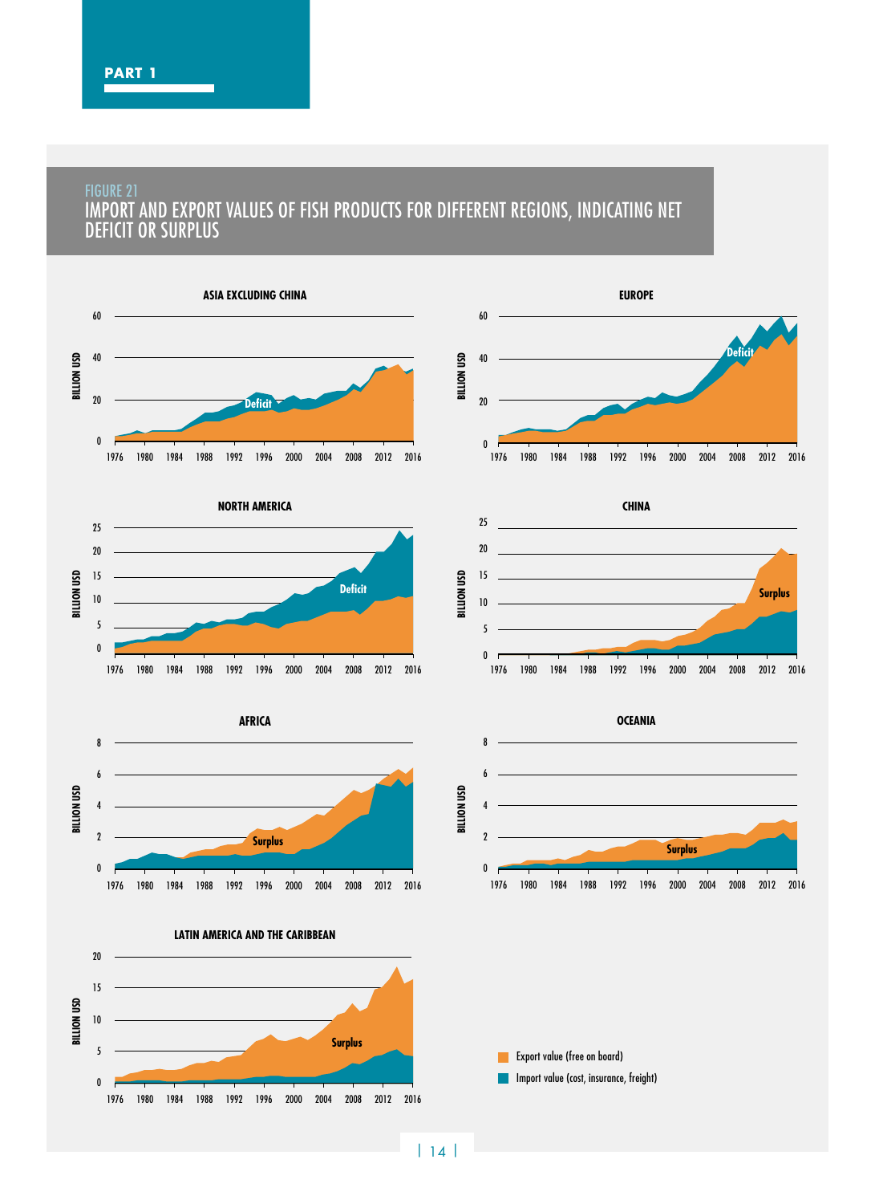FIGURE 21

IMPORT AND EXPORT VALUES OF FISH PRODUCTS FOR DIFFERENT REGIONS, INDICATING NET DEFICIT OR SURPLUS

ASIA EXCLUDING CHINA

EUROPE

NORTH AMERICA

CHINA

AFRICA

OCEANIA

LATIN AMERICA AND THE CARIBBEAN

Export value (free on board)

Import value (cost, insurance, freight)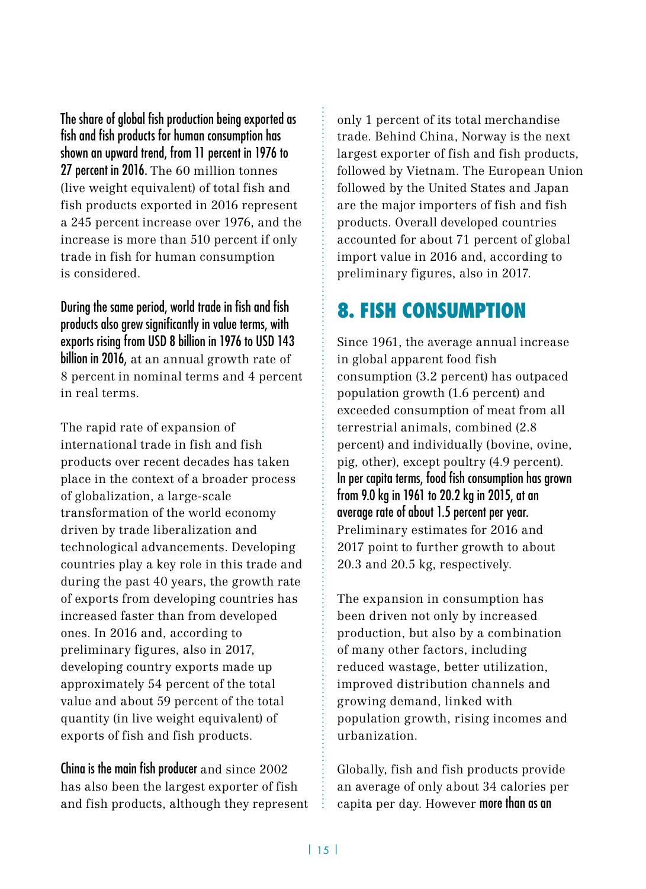**The share of global fish production being exported as fish and fish products for human consumption has shown an upward trend, from 11 percent in 1976 to 27 percent in 2016.** The 60 million tonnes (live weight equivalent) of total fish and fish products exported in 2016 represent a 245 percent increase over 1976, and the increase is more than 510 percent if only trade in fish for human consumption is considered.

**During the same period, world trade in fish and fish products also grew significantly in value terms, with exports rising from USD 8 billion in 1976 to USD 143 billion in 2016,** at an annual growth rate of 8 percent in nominal terms and 4 percent in real terms.

The rapid rate of expansion of international trade in fish and fish products over recent decades has taken place in the context of a broader process of globalization, a large-scale transformation of the world economy driven by trade liberalization and technological advancements. Developing countries play a key role in this trade and during the past 40 years, the growth rate of exports from developing countries has increased faster than from developed ones. In 2016 and, according to preliminary figures, also in 2017, developing country exports made up approximately 54 percent of the total value and about 59 percent of the total quantity (in live weight equivalent) of exports of fish and fish products.

**China is the main fish producer** and since 2002 has also been the largest exporter of fish and fish products, although they represent only 1 percent of its total merchandise trade. Behind China, Norway is the next largest exporter of fish and fish products, followed by Vietnam. The European Union followed by the United States and Japan are the major importers of fish and fish products. Overall developed countries accounted for about 71 percent of global import value in 2016 and, according to preliminary figures, also in 2017.

## 8. FISH CONSUMPTION

Since 1961, the average annual increase in global apparent food fish consumption (3.2 percent) has outpaced population growth (1.6 percent) and exceeded consumption of meat from all terrestrial animals, combined (2.8 percent) and individually (bovine, ovine, pig, other), except poultry (4.9 percent). **In per capita terms, food fish consumption has grown from 9.0 kg in 1961 to 20.2 kg in 2015, at an average rate of about 1.5 percent per year.** Preliminary estimates for 2016 and 2017 point to further growth to about 20.3 and 20.5 kg, respectively.

The expansion in consumption has been driven not only by increased production, but also by a combination of many other factors, including reduced wastage, better utilization, improved distribution channels and growing demand, linked with population growth, rising incomes and urbanization.

Globally, fish and fish products provide an average of only about 34 calories per capita per day. However **more than as an**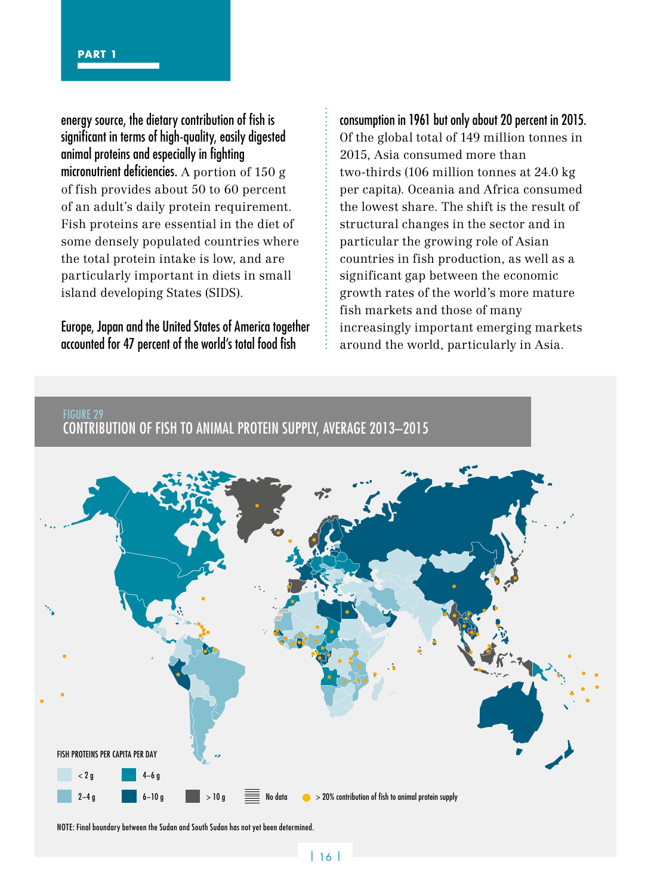energy source, the dietary contribution of fish is significant in terms of high-quality, easily digested animal proteins and especially in fighting micronutrient deficiencies. A portion of 150 g of fish provides about 50 to 60 percent of an adult's daily protein requirement. Fish proteins are essential in the diet of some densely populated countries where the total protein intake is low, and are particularly important in diets in small island developing States (SIDS).

Europe, Japan and the United States of America together accounted for 47 percent of the world's total food fish consumption in 1961 but only about 20 percent in 2015. Of the global total of 149 million tonnes in 2015, Asia consumed more than two-thirds (106 million tonnes at 24.0 kg per capita). Oceania and Africa consumed the lowest share. The shift is the result of structural changes in the sector and in particular the growing role of Asian countries in fish production, as well as a significant gap between the economic growth rates of the world's more mature fish markets and those of many increasingly important emerging markets around the world, particularly in Asia.

FIGURE 29
CONTRIBUTION OF FISH TO ANIMAL PROTEIN SUPPLY, AVERAGE 2013–2015

FISH PROTEINS PER CAPITA PER DAY

< 2 g | 2–4 g | 4–6 g | 6–10 g | > 10 g | No data | > 20% contribution of fish to animal protein supply

NOTE: Final boundary between the Sudan and South Sudan has not yet been determined.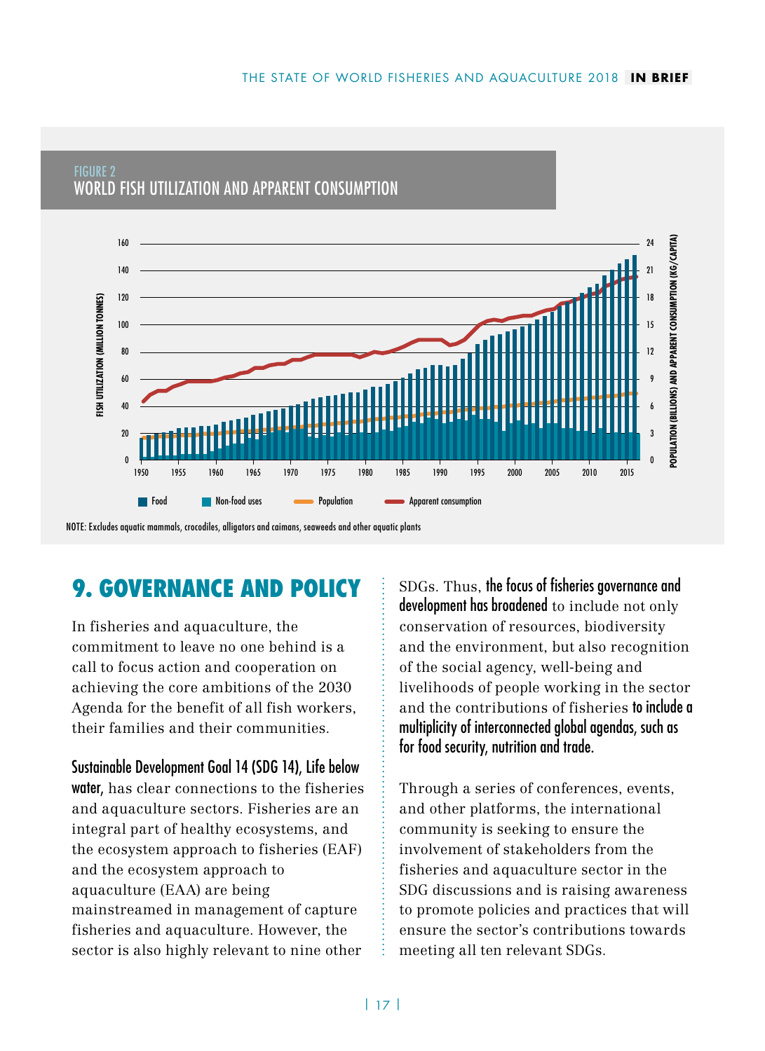FIGURE 2

WORLD FISH UTILIZATION AND APPARENT CONSUMPTION

NOTE: Excludes aquatic mammals, crocodiles, alligators and caimans, seaweeds and other aquatic plants

## 9. GOVERNANCE AND POLICY

In fisheries and aquaculture, the commitment to leave no one behind is a call to focus action and cooperation on achieving the core ambitions of the 2030 Agenda for the benefit of all fish workers, their families and their communities.

**Sustainable Development Goal 14 (SDG 14), Life below water,** has clear connections to the fisheries and aquaculture sectors. Fisheries are an integral part of healthy ecosystems, and the ecosystem approach to fisheries (EAF) and the ecosystem approach to aquaculture (EAA) are being mainstreamed in management of capture fisheries and aquaculture. However, the sector is also highly relevant to nine other SDGs. Thus, **the focus of fisheries governance and development has broadened** to include not only conservation of resources, biodiversity and the environment, but also recognition of the social agency, well-being and livelihoods of people working in the sector and the contributions of fisheries **to include a multiplicity of interconnected global agendas, such as for food security, nutrition and trade.**

Through a series of conferences, events, and other platforms, the international community is seeking to ensure the involvement of stakeholders from the fisheries and aquaculture sector in the SDG discussions and is raising awareness to promote policies and practices that will ensure the sector's contributions towards meeting all ten relevant SDGs.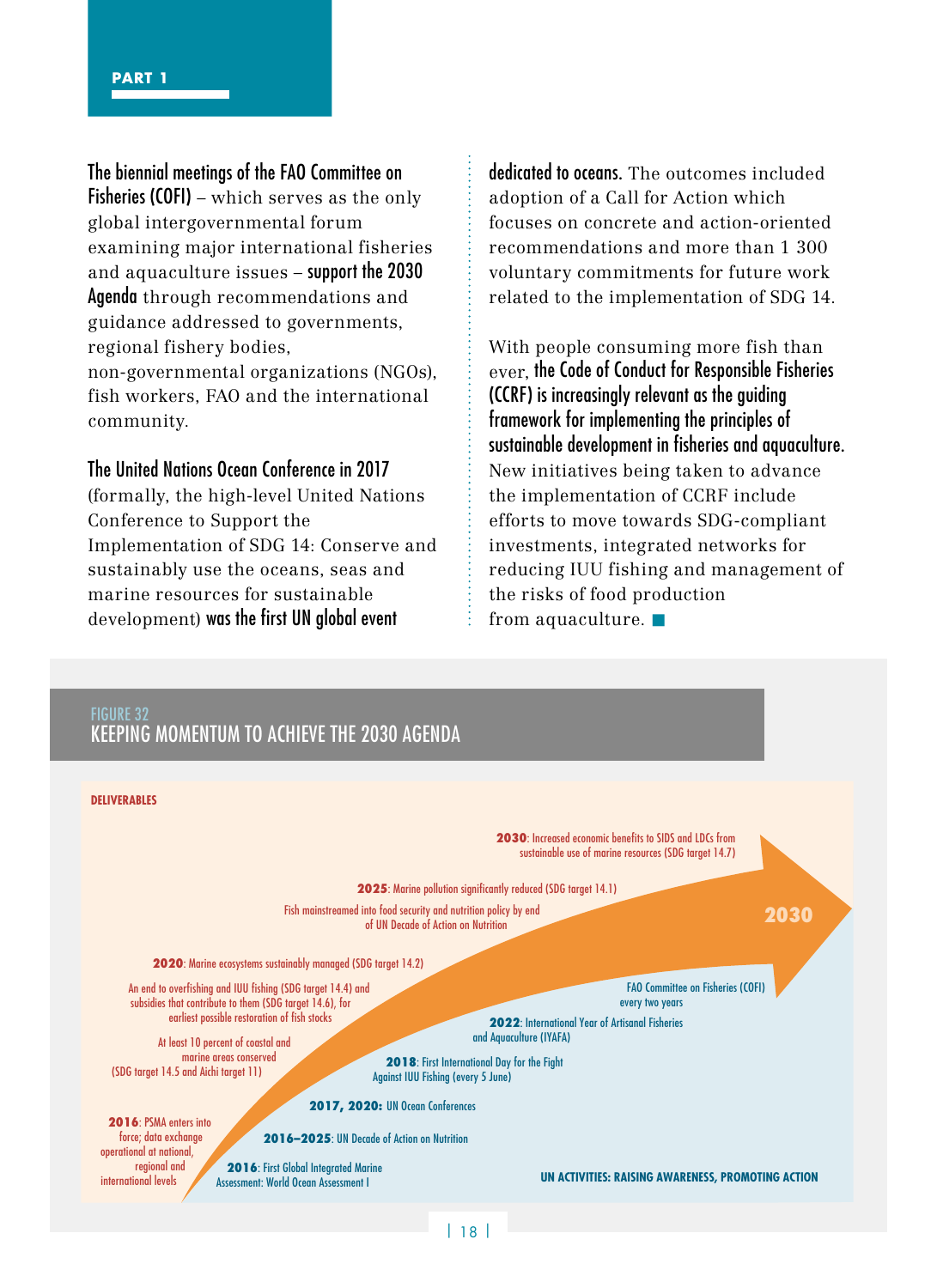**The biennial meetings of the FAO Committee on Fisheries (COFI)** – which serves as the only global intergovernmental forum examining major international fisheries and aquaculture issues – **support the 2030 Agenda** through recommendations and guidance addressed to governments, regional fishery bodies, non-governmental organizations (NGOs), fish workers, FAO and the international community.

**The United Nations Ocean Conference in 2017** (formally, the high-level United Nations Conference to Support the Implementation of SDG 14: Conserve and sustainably use the oceans, seas and marine resources for sustainable development) **was the first UN global event dedicated to oceans.** The outcomes included adoption of a Call for Action which focuses on concrete and action-oriented recommendations and more than 1 300 voluntary commitments for future work related to the implementation of SDG 14.

With people consuming more fish than ever, **the Code of Conduct for Responsible Fisheries (CCRF) is increasingly relevant as the guiding framework for implementing the principles of sustainable development in fisheries and aquaculture.** New initiatives being taken to advance the implementation of CCRF include efforts to move towards SDG-compliant investments, integrated networks for reducing IUU fishing and management of the risks of food production from aquaculture.

FIGURE 32

## KEEPING MOMENTUM TO ACHIEVE THE 2030 AGENDA

**DELIVERABLES**

- **2030**: Increased economic benefits to SIDS and LDCs from sustainable use of marine resources (SDG target 14.7)
- **2025**: Marine pollution significantly reduced (SDG target 14.1)
- Fish mainstreamed into food security and nutrition policy by end of UN Decade of Action on Nutrition
- **2020**: Marine ecosystems sustainably managed (SDG target 14.2)
- An end to overfishing and IUU fishing (SDG target 14.4) and subsidies that contribute to them (SDG target 14.6), for earliest possible restoration of fish stocks
- At least 10 percent of coastal and marine areas conserved (SDG target 14.5 and Aichi target 11)
- **2016**: PSMA enters into force; data exchange operational at national, regional and international levels

**2030**

**UN ACTIVITIES: RAISING AWARENESS, PROMOTING ACTION**

- FAO Committee on Fisheries (COFI) every two years
- **2022**: International Year of Artisanal Fisheries and Aquaculture (IYAFA)
- **2018**: First International Day for the Fight Against IUU Fishing (every 5 June)
- **2017, 2020**: UN Ocean Conferences
- **2016–2025**: UN Decade of Action on Nutrition
- **2016**: First Global Integrated Marine Assessment: World Ocean Assessment I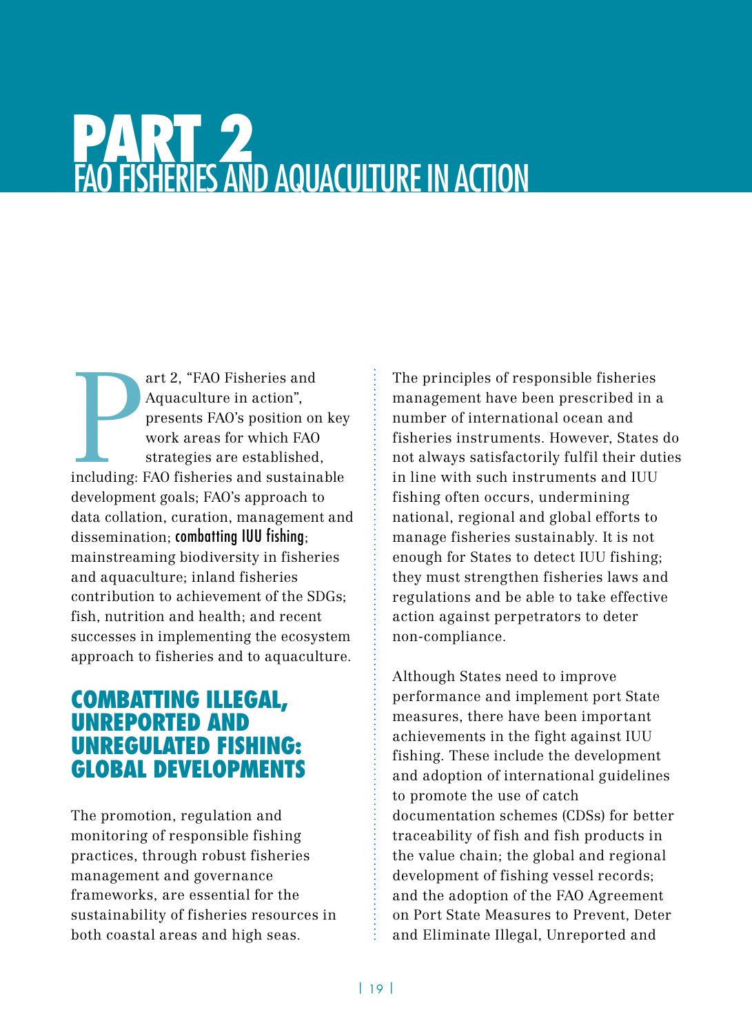# PART 2
## FAO FISHERIES AND AQUACULTURE IN ACTION

Part 2, "FAO Fisheries and Aquaculture in action", presents FAO's position on key work areas for which FAO strategies are established, including: FAO fisheries and sustainable development goals; FAO's approach to data collation, curation, management and dissemination; combatting IUU fishing; mainstreaming biodiversity in fisheries and aquaculture; inland fisheries contribution to achievement of the SDGs; fish, nutrition and health; and recent successes in implementing the ecosystem approach to fisheries and to aquaculture.

### COMBATTING ILLEGAL, UNREPORTED AND UNREGULATED FISHING: GLOBAL DEVELOPMENTS

The promotion, regulation and monitoring of responsible fishing practices, through robust fisheries management and governance frameworks, are essential for the sustainability of fisheries resources in both coastal areas and high seas.

The principles of responsible fisheries management have been prescribed in a number of international ocean and fisheries instruments. However, States do not always satisfactorily fulfil their duties in line with such instruments and IUU fishing often occurs, undermining national, regional and global efforts to manage fisheries sustainably. It is not enough for States to detect IUU fishing; they must strengthen fisheries laws and regulations and be able to take effective action against perpetrators to deter non-compliance.

Although States need to improve performance and implement port State measures, there have been important achievements in the fight against IUU fishing. These include the development and adoption of international guidelines to promote the use of catch documentation schemes (CDSs) for better traceability of fish and fish products in the value chain; the global and regional development of fishing vessel records; and the adoption of the FAO Agreement on Port State Measures to Prevent, Deter and Eliminate Illegal, Unreported and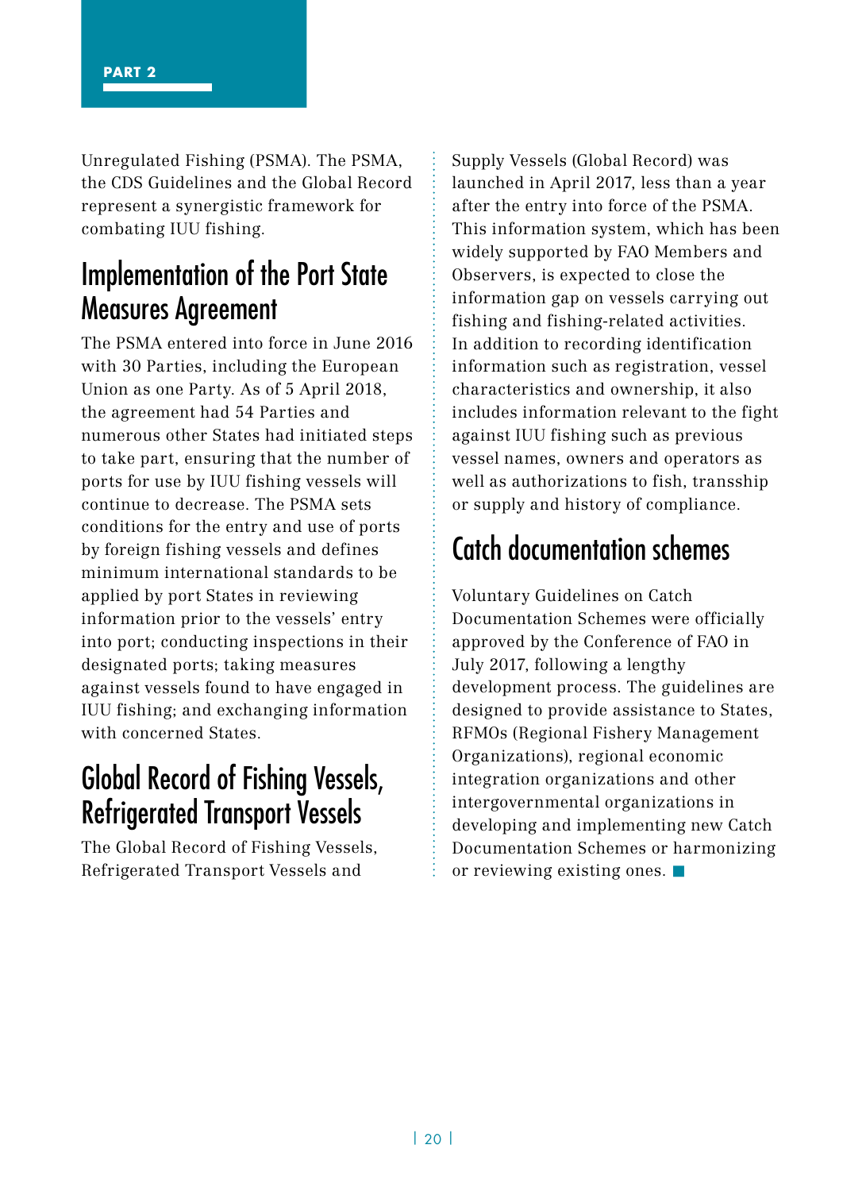Unregulated Fishing (PSMA). The PSMA, the CDS Guidelines and the Global Record represent a synergistic framework for combating IUU fishing.

## Implementation of the Port State Measures Agreement

The PSMA entered into force in June 2016 with 30 Parties, including the European Union as one Party. As of 5 April 2018, the agreement had 54 Parties and numerous other States had initiated steps to take part, ensuring that the number of ports for use by IUU fishing vessels will continue to decrease. The PSMA sets conditions for the entry and use of ports by foreign fishing vessels and defines minimum international standards to be applied by port States in reviewing information prior to the vessels' entry into port; conducting inspections in their designated ports; taking measures against vessels found to have engaged in IUU fishing; and exchanging information with concerned States.

## Global Record of Fishing Vessels, Refrigerated Transport Vessels

The Global Record of Fishing Vessels, Refrigerated Transport Vessels and Supply Vessels (Global Record) was launched in April 2017, less than a year after the entry into force of the PSMA. This information system, which has been widely supported by FAO Members and Observers, is expected to close the information gap on vessels carrying out fishing and fishing-related activities. In addition to recording identification information such as registration, vessel characteristics and ownership, it also includes information relevant to the fight against IUU fishing such as previous vessel names, owners and operators as well as authorizations to fish, transship or supply and history of compliance.

## Catch documentation schemes

Voluntary Guidelines on Catch Documentation Schemes were officially approved by the Conference of FAO in July 2017, following a lengthy development process. The guidelines are designed to provide assistance to States, RFMOs (Regional Fishery Management Organizations), regional economic integration organizations and other intergovernmental organizations in developing and implementing new Catch Documentation Schemes or harmonizing or reviewing existing ones.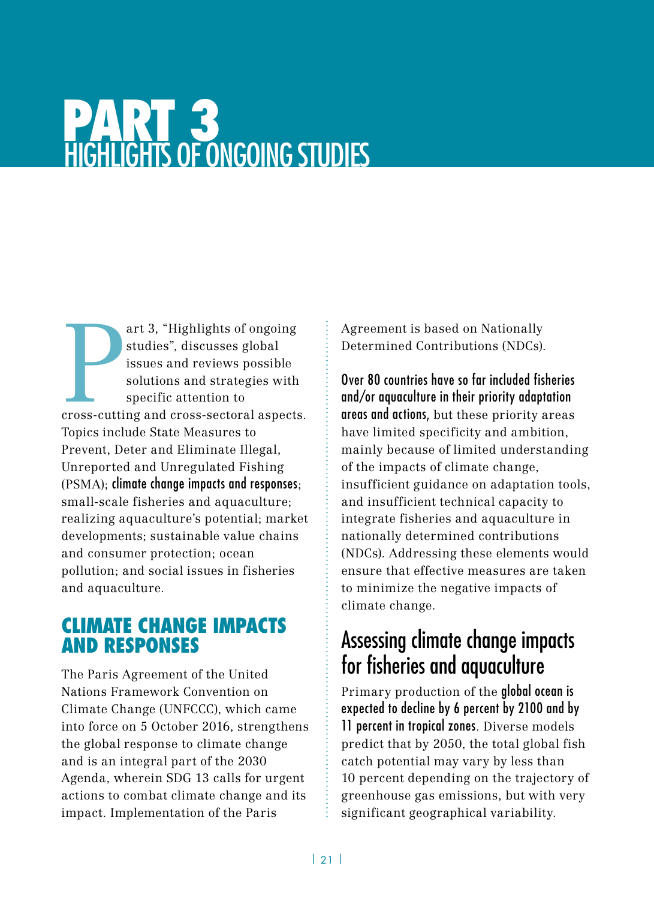# PART 3
## HIGHLIGHTS OF ONGOING STUDIES

Part 3, "Highlights of ongoing studies", discusses global issues and reviews possible solutions and strategies with specific attention to cross-cutting and cross-sectoral aspects. Topics include State Measures to Prevent, Deter and Eliminate Illegal, Unreported and Unregulated Fishing (PSMA); climate change impacts and responses; small-scale fisheries and aquaculture; realizing aquaculture's potential; market developments; sustainable value chains and consumer protection; ocean pollution; and social issues in fisheries and aquaculture.

## CLIMATE CHANGE IMPACTS AND RESPONSES

The Paris Agreement of the United Nations Framework Convention on Climate Change (UNFCCC), which came into force on 5 October 2016, strengthens the global response to climate change and is an integral part of the 2030 Agenda, wherein SDG 13 calls for urgent actions to combat climate change and its impact. Implementation of the Paris Agreement is based on Nationally Determined Contributions (NDCs).

Over 80 countries have so far included fisheries and/or aquaculture in their priority adaptation areas and actions, but these priority areas have limited specificity and ambition, mainly because of limited understanding of the impacts of climate change, insufficient guidance on adaptation tools, and insufficient technical capacity to integrate fisheries and aquaculture in nationally determined contributions (NDCs). Addressing these elements would ensure that effective measures are taken to minimize the negative impacts of climate change.

### Assessing climate change impacts for fisheries and aquaculture

Primary production of the global ocean is expected to decline by 6 percent by 2100 and by 11 percent in tropical zones. Diverse models predict that by 2050, the total global fish catch potential may vary by less than 10 percent depending on the trajectory of greenhouse gas emissions, but with very significant geographical variability.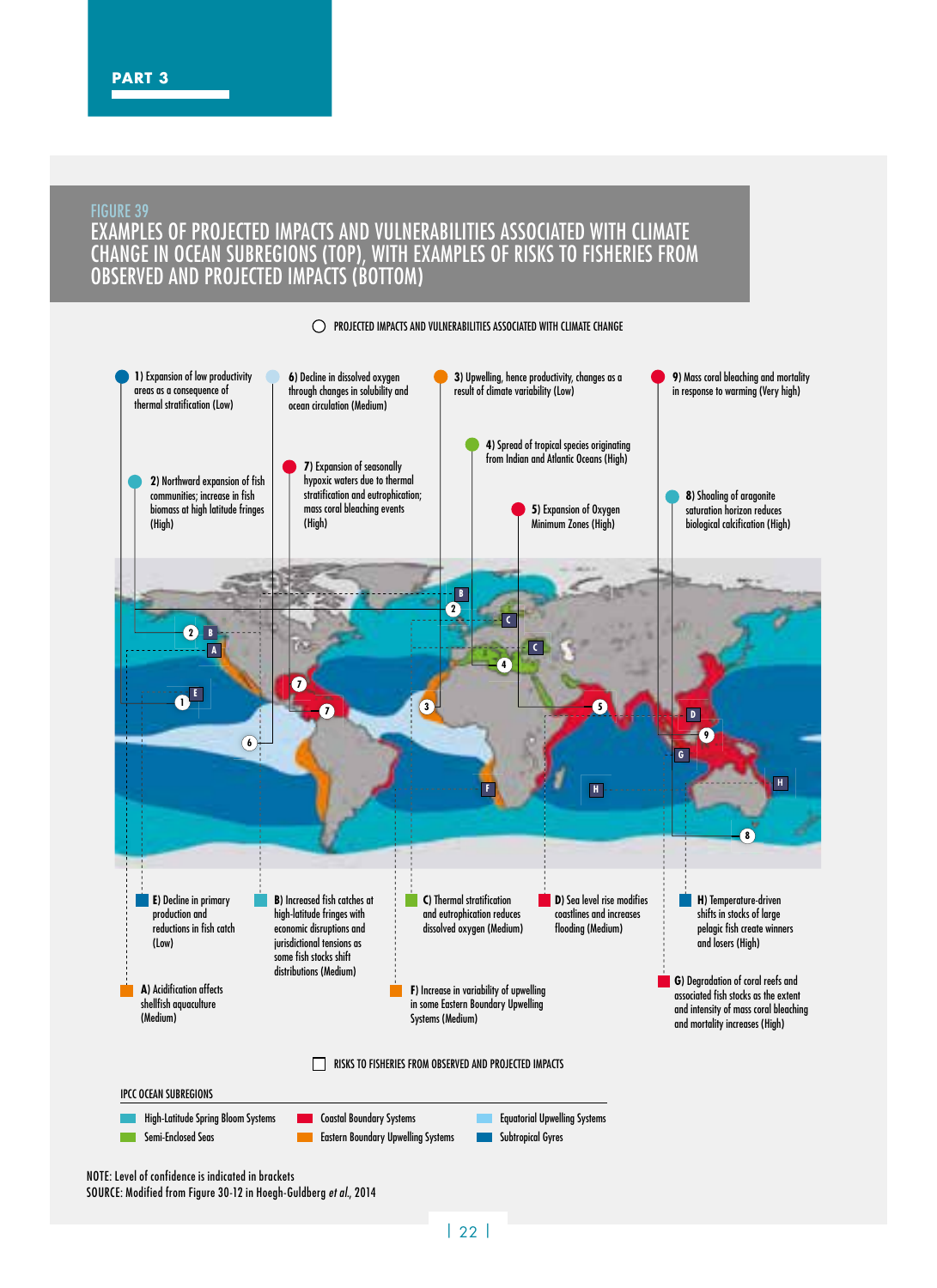FIGURE 39

# EXAMPLES OF PROJECTED IMPACTS AND VULNERABILITIES ASSOCIATED WITH CLIMATE CHANGE IN OCEAN SUBREGIONS (TOP), WITH EXAMPLES OF RISKS TO FISHERIES FROM OBSERVED AND PROJECTED IMPACTS (BOTTOM)

**PROJECTED IMPACTS AND VULNERABILITIES ASSOCIATED WITH CLIMATE CHANGE**

- **1)** Expansion of low productivity areas as a consequence of thermal stratification (Low)
- **2)** Northward expansion of fish communities; increase in fish biomass at high latitude fringes (High)
- **3)** Upwelling, hence productivity, changes as a result of climate variability (Low)
- **4)** Spread of tropical species originating from Indian and Atlantic Oceans (High)
- **5)** Expansion of Oxygen Minimum Zones (High)
- **6)** Decline in dissolved oxygen through changes in solubility and ocean circulation (Medium)
- **7)** Expansion of seasonally hypoxic waters due to thermal stratification and eutrophication; mass coral bleaching events (High)
- **8)** Shoaling of aragonite saturation horizon reduces biological calcification (High)
- **9)** Mass coral bleaching and mortality in response to warming (Very high)

**RISKS TO FISHERIES FROM OBSERVED AND PROJECTED IMPACTS**

- **A)** Acidification affects shellfish aquaculture (Medium)
- **B)** Increased fish catches at high-latitude fringes with economic disruptions and jurisdictional tensions as some fish stocks shift distributions (Medium)
- **C)** Thermal stratification and eutrophication reduces dissolved oxygen (Medium)
- **D)** Sea level rise modifies coastlines and increases flooding (Medium)
- **E)** Decline in primary production and reductions in fish catch (Low)
- **F)** Increase in variability of upwelling in some Eastern Boundary Upwelling Systems (Medium)
- **G)** Degradation of coral reefs and associated fish stocks as the extent and intensity of mass coral bleaching and mortality increases (High)
- **H)** Temperature-driven shifts in stocks of large pelagic fish create winners and losers (High)

**IPCC OCEAN SUBREGIONS**

- High-Latitude Spring Bloom Systems
- Semi-Enclosed Seas
- Coastal Boundary Systems
- Eastern Boundary Upwelling Systems
- Equatorial Upwelling Systems
- Subtropical Gyres

NOTE: Level of confidence is indicated in brackets

SOURCE: Modified from Figure 30-12 in Hoegh-Guldberg *et al.*, 2014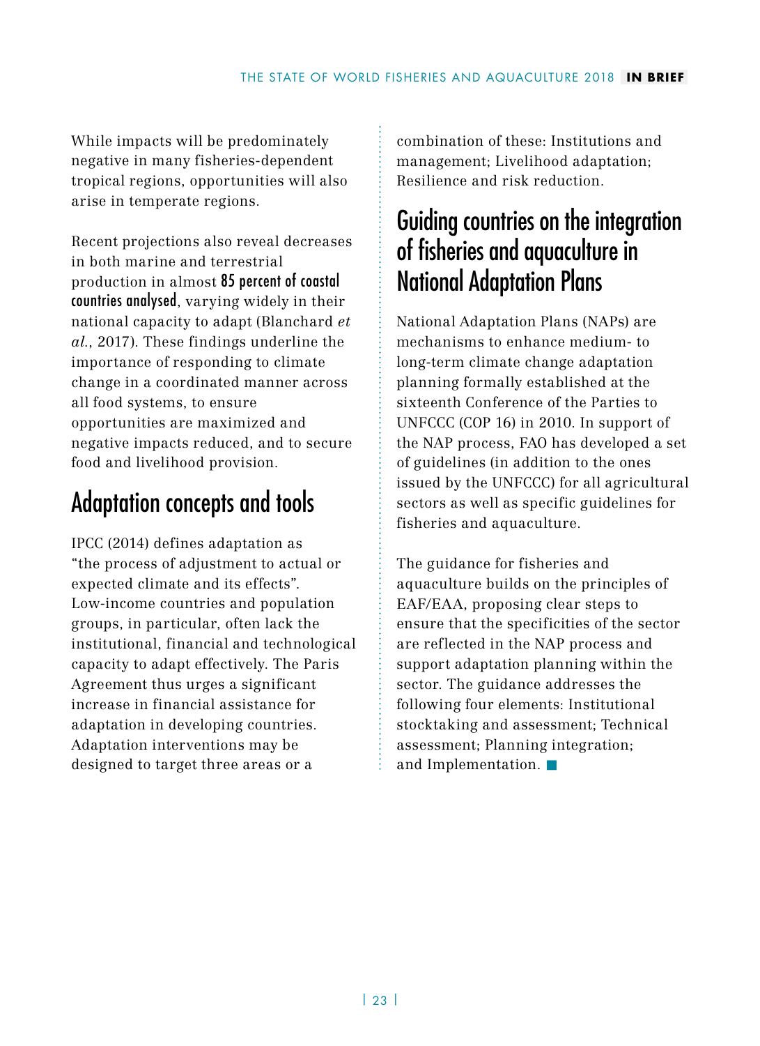While impacts will be predominately negative in many fisheries-dependent tropical regions, opportunities will also arise in temperate regions.

Recent projections also reveal decreases in both marine and terrestrial production in almost **85 percent of coastal countries analysed**, varying widely in their national capacity to adapt (Blanchard *et al.*, 2017). These findings underline the importance of responding to climate change in a coordinated manner across all food systems, to ensure opportunities are maximized and negative impacts reduced, and to secure food and livelihood provision.

## Adaptation concepts and tools

IPCC (2014) defines adaptation as "the process of adjustment to actual or expected climate and its effects". Low-income countries and population groups, in particular, often lack the institutional, financial and technological capacity to adapt effectively. The Paris Agreement thus urges a significant increase in financial assistance for adaptation in developing countries. Adaptation interventions may be designed to target three areas or a combination of these: Institutions and management; Livelihood adaptation; Resilience and risk reduction.

## Guiding countries on the integration of fisheries and aquaculture in National Adaptation Plans

National Adaptation Plans (NAPs) are mechanisms to enhance medium- to long-term climate change adaptation planning formally established at the sixteenth Conference of the Parties to UNFCCC (COP 16) in 2010. In support of the NAP process, FAO has developed a set of guidelines (in addition to the ones issued by the UNFCCC) for all agricultural sectors as well as specific guidelines for fisheries and aquaculture.

The guidance for fisheries and aquaculture builds on the principles of EAF/EAA, proposing clear steps to ensure that the specificities of the sector are reflected in the NAP process and support adaptation planning within the sector. The guidance addresses the following four elements: Institutional stocktaking and assessment; Technical assessment; Planning integration; and Implementation. ■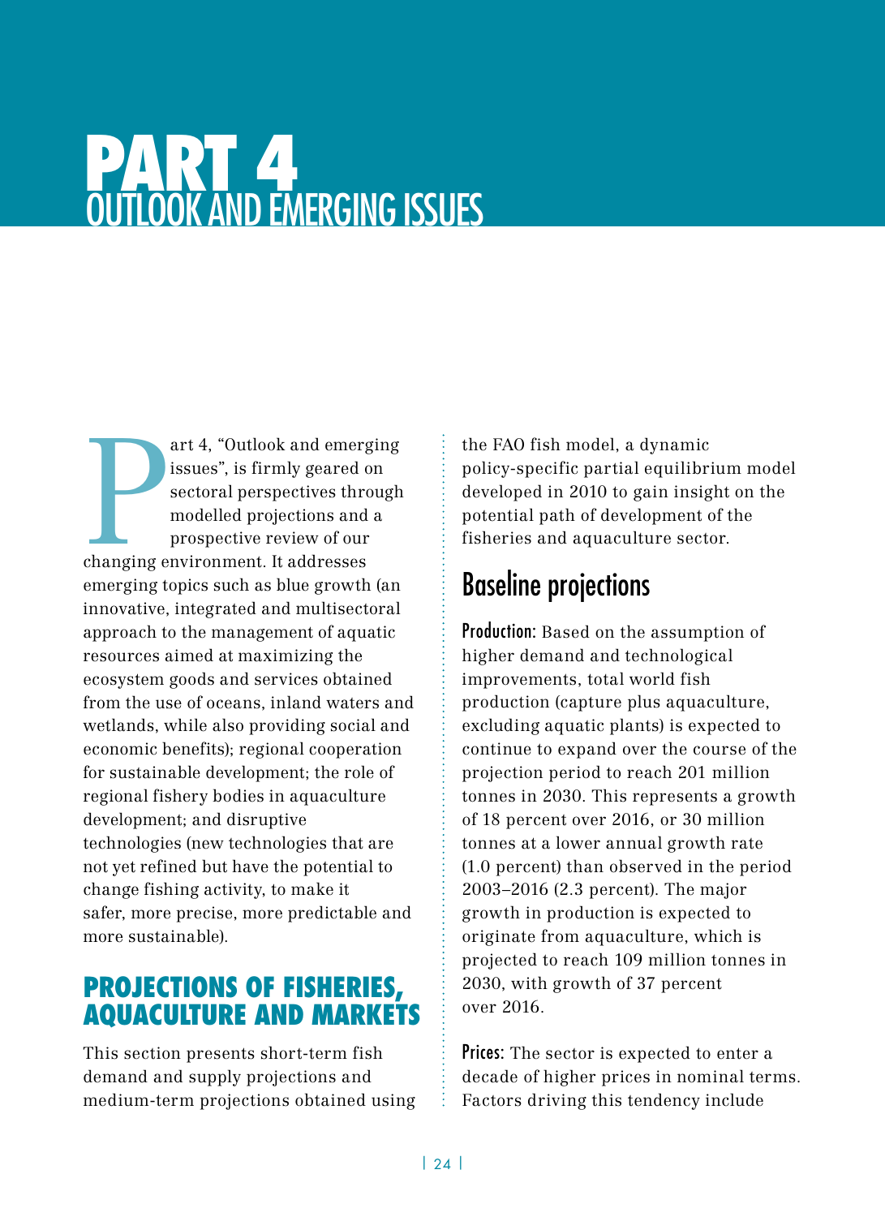# PART 4
## OUTLOOK AND EMERGING ISSUES

Part 4, "Outlook and emerging issues", is firmly geared on sectoral perspectives through modelled projections and a prospective review of our changing environment. It addresses emerging topics such as blue growth (an innovative, integrated and multisectoral approach to the management of aquatic resources aimed at maximizing the ecosystem goods and services obtained from the use of oceans, inland waters and wetlands, while also providing social and economic benefits); regional cooperation for sustainable development; the role of regional fishery bodies in aquaculture development; and disruptive technologies (new technologies that are not yet refined but have the potential to change fishing activity, to make it safer, more precise, more predictable and more sustainable).

### PROJECTIONS OF FISHERIES, AQUACULTURE AND MARKETS

This section presents short-term fish demand and supply projections and medium-term projections obtained using the FAO fish model, a dynamic policy-specific partial equilibrium model developed in 2010 to gain insight on the potential path of development of the fisheries and aquaculture sector.

#### Baseline projections

**Production:** Based on the assumption of higher demand and technological improvements, total world fish production (capture plus aquaculture, excluding aquatic plants) is expected to continue to expand over the course of the projection period to reach 201 million tonnes in 2030. This represents a growth of 18 percent over 2016, or 30 million tonnes at a lower annual growth rate (1.0 percent) than observed in the period 2003–2016 (2.3 percent). The major growth in production is expected to originate from aquaculture, which is projected to reach 109 million tonnes in 2030, with growth of 37 percent over 2016.

**Prices:** The sector is expected to enter a decade of higher prices in nominal terms. Factors driving this tendency include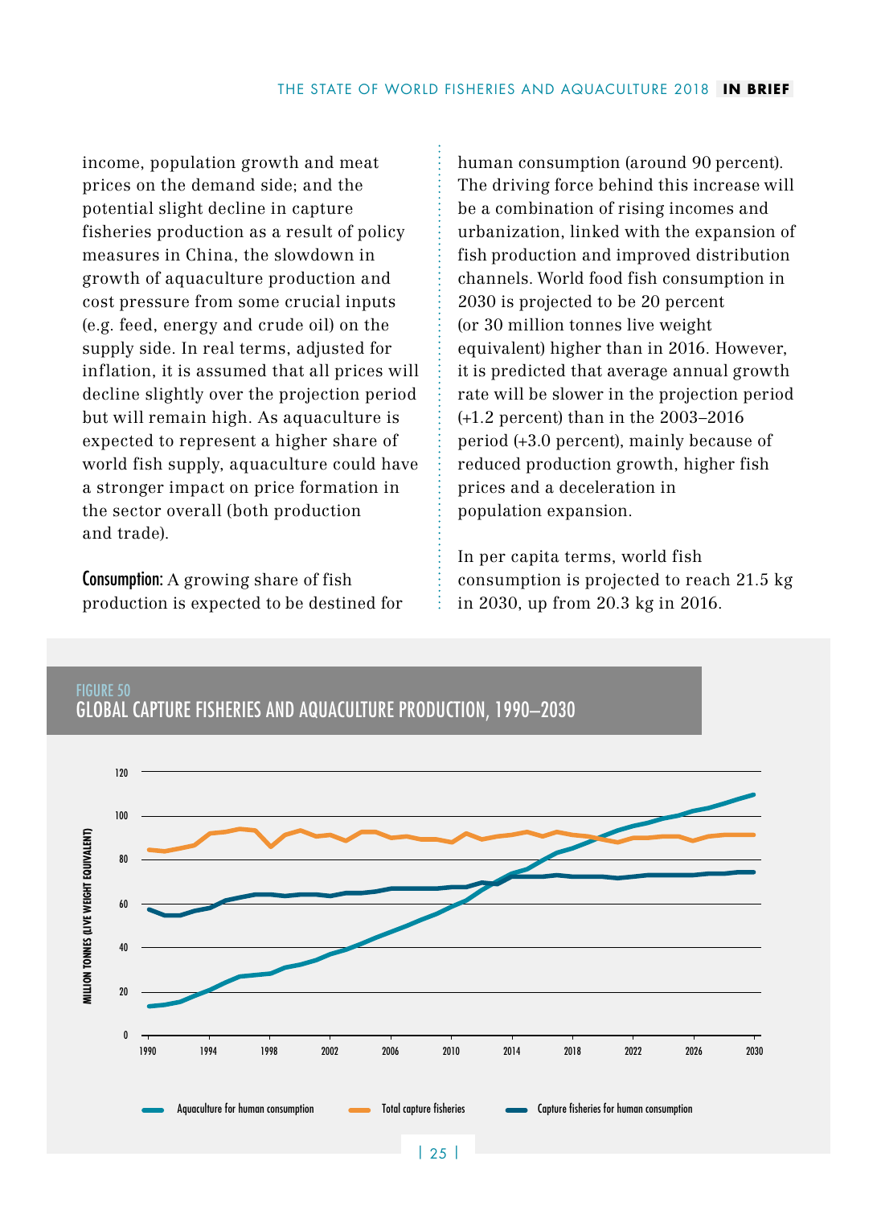income, population growth and meat prices on the demand side; and the potential slight decline in capture fisheries production as a result of policy measures in China, the slowdown in growth of aquaculture production and cost pressure from some crucial inputs (e.g. feed, energy and crude oil) on the supply side. In real terms, adjusted for inflation, it is assumed that all prices will decline slightly over the projection period but will remain high. As aquaculture is expected to represent a higher share of world fish supply, aquaculture could have a stronger impact on price formation in the sector overall (both production and trade).

**Consumption:** A growing share of fish production is expected to be destined for human consumption (around 90 percent). The driving force behind this increase will be a combination of rising incomes and urbanization, linked with the expansion of fish production and improved distribution channels. World food fish consumption in 2030 is projected to be 20 percent (or 30 million tonnes live weight equivalent) higher than in 2016. However, it is predicted that average annual growth rate will be slower in the projection period (+1.2 percent) than in the 2003–2016 period (+3.0 percent), mainly because of reduced production growth, higher fish prices and a deceleration in population expansion.

In per capita terms, world fish consumption is projected to reach 21.5 kg in 2030, up from 20.3 kg in 2016.

FIGURE 50
GLOBAL CAPTURE FISHERIES AND AQUACULTURE PRODUCTION, 1990–2030

MILLION TONNES (LIVE WEIGHT EQUIVALENT)

Aquaculture for human consumption — Total capture fisheries — Capture fisheries for human consumption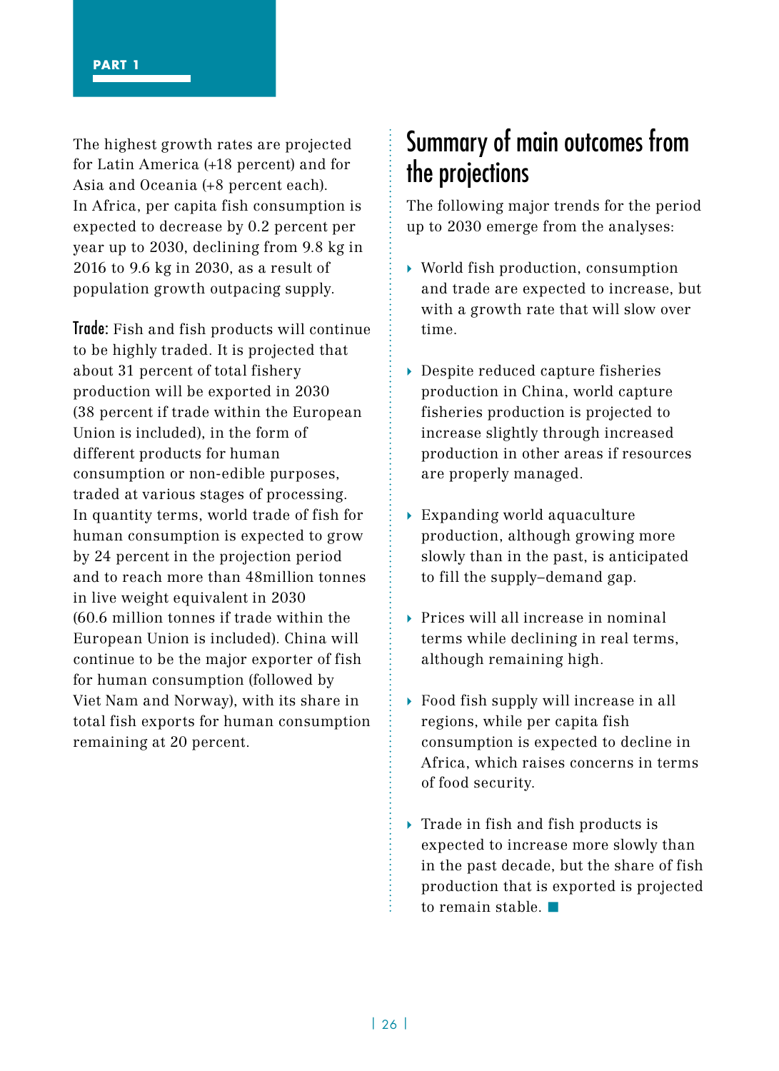The highest growth rates are projected for Latin America (+18 percent) and for Asia and Oceania (+8 percent each). In Africa, per capita fish consumption is expected to decrease by 0.2 percent per year up to 2030, declining from 9.8 kg in 2016 to 9.6 kg in 2030, as a result of population growth outpacing supply.

**Trade:** Fish and fish products will continue to be highly traded. It is projected that about 31 percent of total fishery production will be exported in 2030 (38 percent if trade within the European Union is included), in the form of different products for human consumption or non-edible purposes, traded at various stages of processing. In quantity terms, world trade of fish for human consumption is expected to grow by 24 percent in the projection period and to reach more than 48million tonnes in live weight equivalent in 2030 (60.6 million tonnes if trade within the European Union is included). China will continue to be the major exporter of fish for human consumption (followed by Viet Nam and Norway), with its share in total fish exports for human consumption remaining at 20 percent.

## Summary of main outcomes from the projections

The following major trends for the period up to 2030 emerge from the analyses:

- World fish production, consumption and trade are expected to increase, but with a growth rate that will slow over time.
- Despite reduced capture fisheries production in China, world capture fisheries production is projected to increase slightly through increased production in other areas if resources are properly managed.
- Expanding world aquaculture production, although growing more slowly than in the past, is anticipated to fill the supply–demand gap.
- Prices will all increase in nominal terms while declining in real terms, although remaining high.
- Food fish supply will increase in all regions, while per capita fish consumption is expected to decline in Africa, which raises concerns in terms of food security.
- Trade in fish and fish products is expected to increase more slowly than in the past decade, but the share of fish production that is exported is projected to remain stable. ■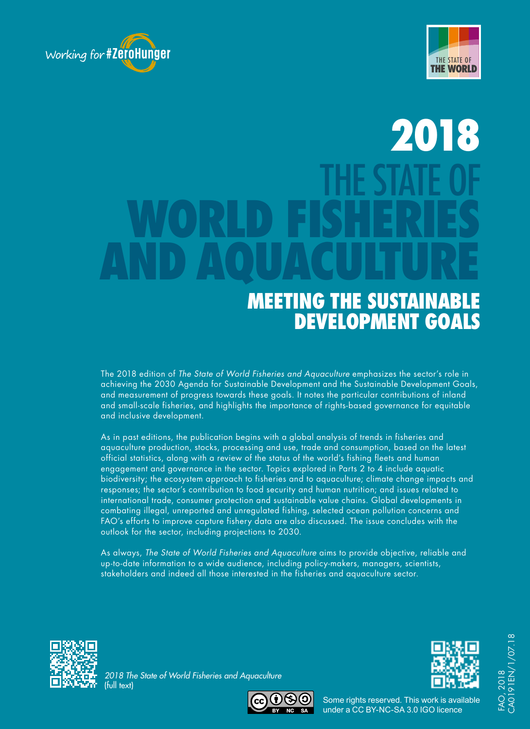Working for #ZeroHunger

THE STATE OF THE WORLD

# 2018 THE STATE OF WORLD FISHERIES AND AQUACULTURE

## MEETING THE SUSTAINABLE DEVELOPMENT GOALS

The 2018 edition of *The State of World Fisheries and Aquaculture* emphasizes the sector's role in achieving the 2030 Agenda for Sustainable Development and the Sustainable Development Goals, and measurement of progress towards these goals. It notes the particular contributions of inland and small-scale fisheries, and highlights the importance of rights-based governance for equitable and inclusive development.

As in past editions, the publication begins with a global analysis of trends in fisheries and aquaculture production, stocks, processing and use, trade and consumption, based on the latest official statistics, along with a review of the status of the world's fishing fleets and human engagement and governance in the sector. Topics explored in Parts 2 to 4 include aquatic biodiversity; the ecosystem approach to fisheries and to aquaculture; climate change impacts and responses; the sector's contribution to food security and human nutrition; and issues related to international trade, consumer protection and sustainable value chains. Global developments in combating illegal, unreported and unregulated fishing, selected ocean pollution concerns and FAO's efforts to improve capture fishery data are also discussed. The issue concludes with the outlook for the sector, including projections to 2030.

As always, *The State of World Fisheries and Aquaculture* aims to provide objective, reliable and up-to-date information to a wide audience, including policy-makers, managers, scientists, stakeholders and indeed all those interested in the fisheries and aquaculture sector.

*2018 The State of World Fisheries and Aquaculture* (full text)

Some rights reserved. This work is available under a CC BY-NC-SA 3.0 IGO licence

FAO, 2018
CA0191EN/1/07.18